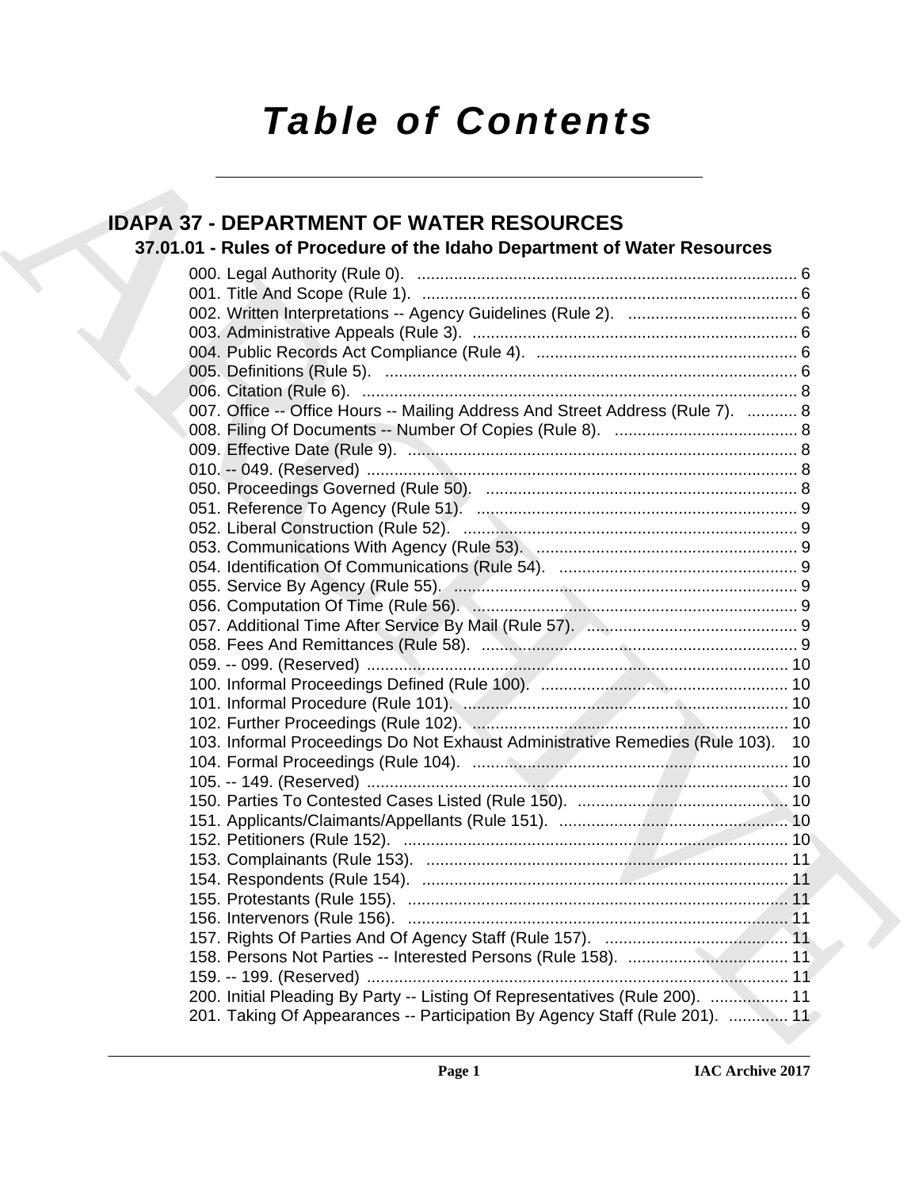# Table of Contents

## IDAPA 37 - DEPARTMENT OF WATER RESOURCES

### 37.01.01 - Rules of Procedure of the Idaho Department of Water Resources

000. Legal Authority (Rule 0). ..... 6
001. Title And Scope (Rule 1). ..... 6
002. Written Interpretations -- Agency Guidelines (Rule 2). ..... 6
003. Administrative Appeals (Rule 3). ..... 6
004. Public Records Act Compliance (Rule 4). ..... 6
005. Definitions (Rule 5). ..... 6
006. Citation (Rule 6). ..... 8
007. Office -- Office Hours -- Mailing Address And Street Address (Rule 7). ..... 8
008. Filing Of Documents -- Number Of Copies (Rule 8). ..... 8
009. Effective Date (Rule 9). ..... 8
010. -- 049. (Reserved) ..... 8
050. Proceedings Governed (Rule 50). ..... 8
051. Reference To Agency (Rule 51). ..... 9
052. Liberal Construction (Rule 52). ..... 9
053. Communications With Agency (Rule 53). ..... 9
054. Identification Of Communications (Rule 54). ..... 9
055. Service By Agency (Rule 55). ..... 9
056. Computation Of Time (Rule 56). ..... 9
057. Additional Time After Service By Mail (Rule 57). ..... 9
058. Fees And Remittances (Rule 58). ..... 9
059. -- 099. (Reserved) ..... 10
100. Informal Proceedings Defined (Rule 100). ..... 10
101. Informal Procedure (Rule 101). ..... 10
102. Further Proceedings (Rule 102). ..... 10
103. Informal Proceedings Do Not Exhaust Administrative Remedies (Rule 103). ..... 10
104. Formal Proceedings (Rule 104). ..... 10
105. -- 149. (Reserved) ..... 10
150. Parties To Contested Cases Listed (Rule 150). ..... 10
151. Applicants/Claimants/Appellants (Rule 151). ..... 10
152. Petitioners (Rule 152). ..... 10
153. Complainants (Rule 153). ..... 11
154. Respondents (Rule 154). ..... 11
155. Protestants (Rule 155). ..... 11
156. Intervenors (Rule 156). ..... 11
157. Rights Of Parties And Of Agency Staff (Rule 157). ..... 11
158. Persons Not Parties -- Interested Persons (Rule 158). ..... 11
159. -- 199. (Reserved) ..... 11
200. Initial Pleading By Party -- Listing Of Representatives (Rule 200). ..... 11
201. Taking Of Appearances -- Participation By Agency Staff (Rule 201). ..... 11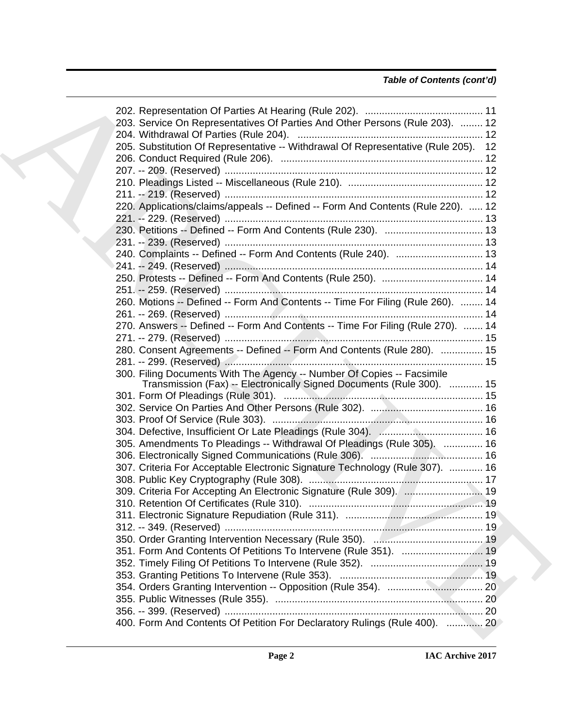*Table of Contents (cont'd)*

202. Representation Of Parties At Hearing (Rule 202). .......................................... 11
203. Service On Representatives Of Parties And Other Persons (Rule 203). ........ 12
204. Withdrawal Of Parties (Rule 204). .................................................................. 12
205. Substitution Of Representative -- Withdrawal Of Representative (Rule 205). 12
206. Conduct Required (Rule 206). ........................................................................ 12
207. -- 209. (Reserved) ............................................................................................ 12
210. Pleadings Listed -- Miscellaneous (Rule 210). ................................................ 12
211. -- 219. (Reserved) ............................................................................................ 12
220. Applications/claims/appeals -- Defined -- Form And Contents (Rule 220). ..... 12
221. -- 229. (Reserved) ............................................................................................ 13
230. Petitions -- Defined -- Form And Contents (Rule 230). ................................... 13
231. -- 239. (Reserved) ............................................................................................ 13
240. Complaints -- Defined -- Form And Contents (Rule 240). ............................... 13
241. -- 249. (Reserved) ............................................................................................ 14
250. Protests -- Defined -- Form And Contents (Rule 250). .................................... 14
251. -- 259. (Reserved) ............................................................................................ 14
260. Motions -- Defined -- Form And Contents -- Time For Filing (Rule 260). ........ 14
261. -- 269. (Reserved) ............................................................................................ 14
270. Answers -- Defined -- Form And Contents -- Time For Filing (Rule 270). ....... 14
271. -- 279. (Reserved) ............................................................................................ 15
280. Consent Agreements -- Defined -- Form And Contents (Rule 280). ............... 15
281. -- 299. (Reserved) ............................................................................................ 15
300. Filing Documents With The Agency -- Number Of Copies -- Facsimile Transmission (Fax) -- Electronically Signed Documents (Rule 300). ............ 15
301. Form Of Pleadings (Rule 301). ....................................................................... 15
302. Service On Parties And Other Persons (Rule 302). ........................................ 16
303. Proof Of Service (Rule 303). ........................................................................... 16
304. Defective, Insufficient Or Late Pleadings (Rule 304). ..................................... 16
305. Amendments To Pleadings -- Withdrawal Of Pleadings (Rule 305). .............. 16
306. Electronically Signed Communications (Rule 306). ........................................ 16
307. Criteria For Acceptable Electronic Signature Technology (Rule 307). ............ 16
308. Public Key Cryptography (Rule 308). .............................................................. 17
309. Criteria For Accepting An Electronic Signature (Rule 309). ............................ 19
310. Retention Of Certificates (Rule 310). .............................................................. 19
311. Electronic Signature Repudiation (Rule 311). ................................................. 19
312. -- 349. (Reserved) ............................................................................................ 19
350. Order Granting Intervention Necessary (Rule 350). ....................................... 19
351. Form And Contents Of Petitions To Intervene (Rule 351). ............................. 19
352. Timely Filing Of Petitions To Intervene (Rule 352). ........................................ 19
353. Granting Petitions To Intervene (Rule 353). ................................................... 19
354. Orders Granting Intervention -- Opposition (Rule 354). .................................. 20
355. Public Witnesses (Rule 355). .......................................................................... 20
356. -- 399. (Reserved) ............................................................................................ 20
400. Form And Contents Of Petition For Declaratory Rulings (Rule 400). ............. 20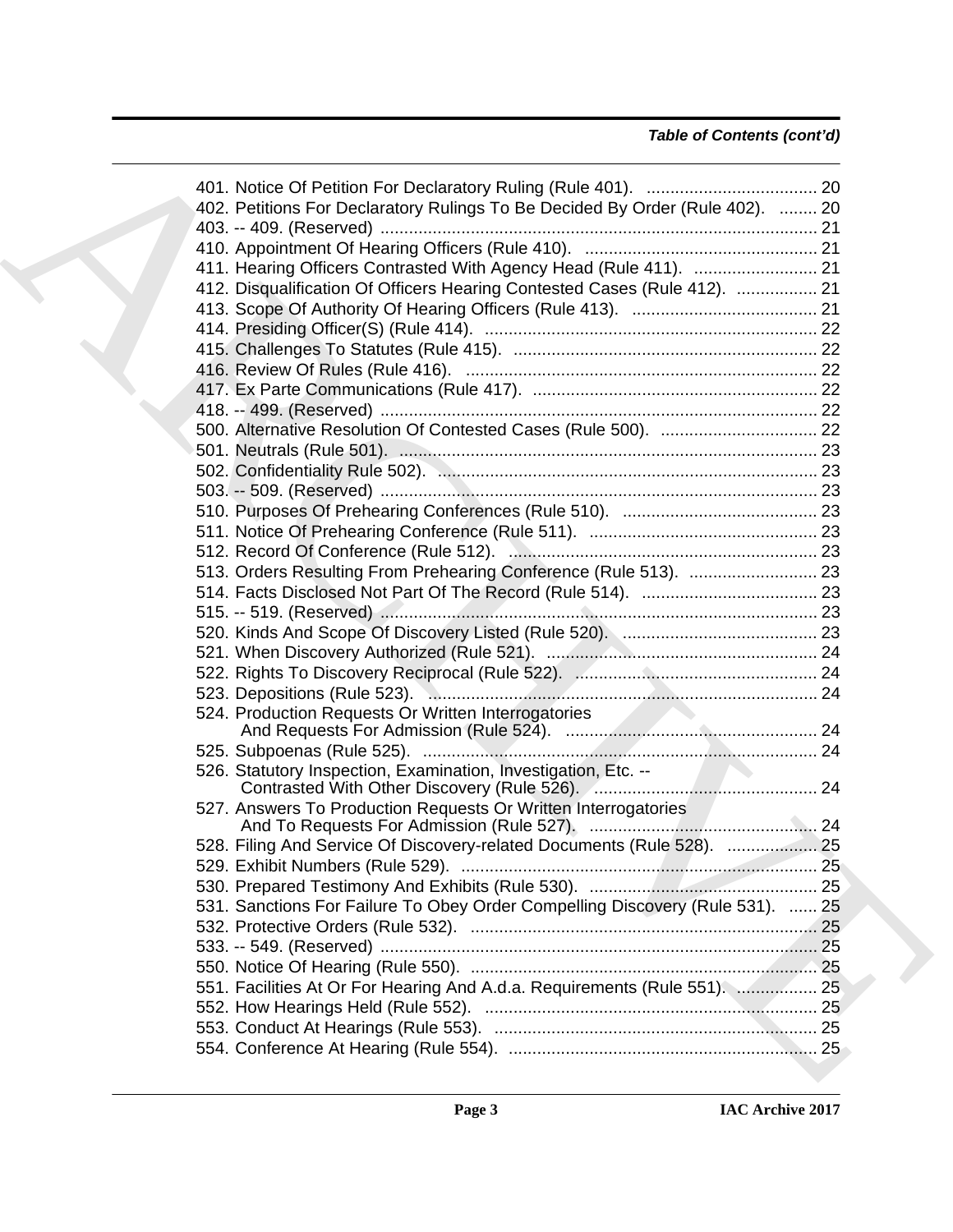*Table of Contents (cont'd)*

401. Notice Of Petition For Declaratory Ruling (Rule 401). .................................... 20
402. Petitions For Declaratory Rulings To Be Decided By Order (Rule 402). ........ 20
403. -- 409. (Reserved) ........................................................................................... 21
410. Appointment Of Hearing Officers (Rule 410). ................................................. 21
411. Hearing Officers Contrasted With Agency Head (Rule 411). .......................... 21
412. Disqualification Of Officers Hearing Contested Cases (Rule 412). ................. 21
413. Scope Of Authority Of Hearing Officers (Rule 413). ....................................... 21
414. Presiding Officer(S) (Rule 414). ...................................................................... 22
415. Challenges To Statutes (Rule 415). ................................................................ 22
416. Review Of Rules (Rule 416). .......................................................................... 22
417. Ex Parte Communications (Rule 417). ............................................................ 22
418. -- 499. (Reserved) ........................................................................................... 22
500. Alternative Resolution Of Contested Cases (Rule 500). ................................. 22
501. Neutrals (Rule 501). ........................................................................................ 23
502. Confidentiality Rule 502). ................................................................................ 23
503. -- 509. (Reserved) ........................................................................................... 23
510. Purposes Of Prehearing Conferences (Rule 510). ......................................... 23
511. Notice Of Prehearing Conference (Rule 511). ................................................ 23
512. Record Of Conference (Rule 512). ................................................................. 23
513. Orders Resulting From Prehearing Conference (Rule 513). ........................... 23
514. Facts Disclosed Not Part Of The Record (Rule 514). ..................................... 23
515. -- 519. (Reserved) ........................................................................................... 23
520. Kinds And Scope Of Discovery Listed (Rule 520). ......................................... 23
521. When Discovery Authorized (Rule 521). ......................................................... 24
522. Rights To Discovery Reciprocal (Rule 522). ................................................... 24
523. Depositions (Rule 523). .................................................................................. 24
524. Production Requests Or Written Interrogatories And Requests For Admission (Rule 524). ..................................................... 24
525. Subpoenas (Rule 525). ................................................................................... 24
526. Statutory Inspection, Examination, Investigation, Etc. -- Contrasted With Other Discovery (Rule 526). ............................................... 24
527. Answers To Production Requests Or Written Interrogatories And To Requests For Admission (Rule 527). ................................................ 24
528. Filing And Service Of Discovery-related Documents (Rule 528). ................... 25
529. Exhibit Numbers (Rule 529). ........................................................................... 25
530. Prepared Testimony And Exhibits (Rule 530). ................................................ 25
531. Sanctions For Failure To Obey Order Compelling Discovery (Rule 531). ...... 25
532. Protective Orders (Rule 532). ......................................................................... 25
533. -- 549. (Reserved) ........................................................................................... 25
550. Notice Of Hearing (Rule 550). ......................................................................... 25
551. Facilities At Or For Hearing And A.d.a. Requirements (Rule 551). ................. 25
552. How Hearings Held (Rule 552). ...................................................................... 25
553. Conduct At Hearings (Rule 553). .................................................................... 25
554. Conference At Hearing (Rule 554). ................................................................. 25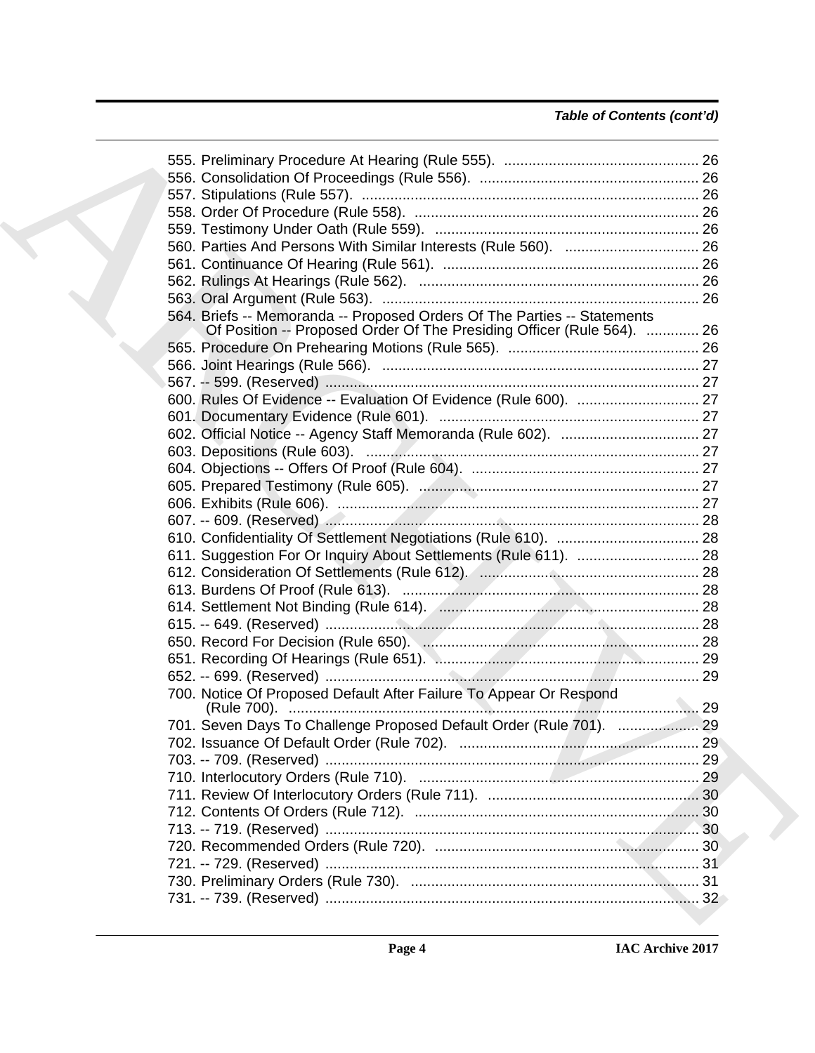*Table of Contents (cont'd)*

555. Preliminary Procedure At Hearing (Rule 555). ................................................ 26
556. Consolidation Of Proceedings (Rule 556). ...................................................... 26
557. Stipulations (Rule 557). .................................................................................. 26
558. Order Of Procedure (Rule 558). ...................................................................... 26
559. Testimony Under Oath (Rule 559). ................................................................. 26
560. Parties And Persons With Similar Interests (Rule 560). ................................. 26
561. Continuance Of Hearing (Rule 561). ............................................................... 26
562. Rulings At Hearings (Rule 562). ..................................................................... 26
563. Oral Argument (Rule 563). .............................................................................. 26
564. Briefs -- Memoranda -- Proposed Orders Of The Parties -- Statements Of Position -- Proposed Order Of The Presiding Officer (Rule 564). ............. 26
565. Procedure On Prehearing Motions (Rule 565). ............................................... 26
566. Joint Hearings (Rule 566). .............................................................................. 27
567. -- 599. (Reserved) ............................................................................................ 27
600. Rules Of Evidence -- Evaluation Of Evidence (Rule 600). .............................. 27
601. Documentary Evidence (Rule 601). ................................................................ 27
602. Official Notice -- Agency Staff Memoranda (Rule 602). .................................. 27
603. Depositions (Rule 603). .................................................................................. 27
604. Objections -- Offers Of Proof (Rule 604). ........................................................ 27
605. Prepared Testimony (Rule 605). ..................................................................... 27
606. Exhibits (Rule 606). ......................................................................................... 27
607. -- 609. (Reserved) ............................................................................................ 28
610. Confidentiality Of Settlement Negotiations (Rule 610). ................................... 28
611. Suggestion For Or Inquiry About Settlements (Rule 611). .............................. 28
612. Consideration Of Settlements (Rule 612). ...................................................... 28
613. Burdens Of Proof (Rule 613). ......................................................................... 28
614. Settlement Not Binding (Rule 614). ................................................................ 28
615. -- 649. (Reserved) ............................................................................................ 28
650. Record For Decision (Rule 650). .................................................................... 28
651. Recording Of Hearings (Rule 651). ................................................................. 29
652. -- 699. (Reserved) ............................................................................................ 29
700. Notice Of Proposed Default After Failure To Appear Or Respond (Rule 700). ................................................................................................... 29
701. Seven Days To Challenge Proposed Default Order (Rule 701). .................... 29
702. Issuance Of Default Order (Rule 702). ........................................................... 29
703. -- 709. (Reserved) ............................................................................................ 29
710. Interlocutory Orders (Rule 710). ..................................................................... 29
711. Review Of Interlocutory Orders (Rule 711). .................................................... 30
712. Contents Of Orders (Rule 712). ...................................................................... 30
713. -- 719. (Reserved) ............................................................................................ 30
720. Recommended Orders (Rule 720). ................................................................. 30
721. -- 729. (Reserved) ............................................................................................ 31
730. Preliminary Orders (Rule 730). ....................................................................... 31
731. -- 739. (Reserved) ............................................................................................ 32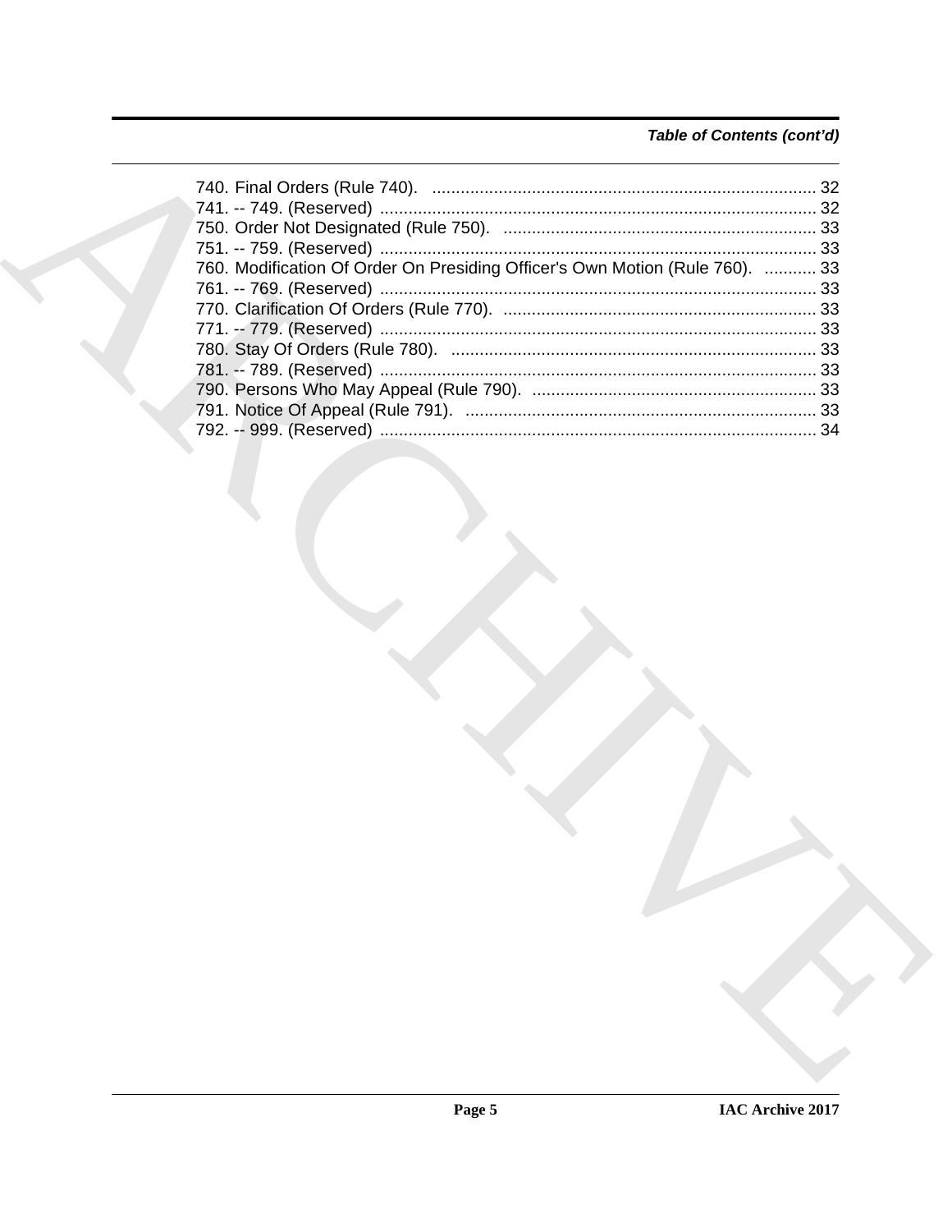*Table of Contents (cont'd)*

740. Final Orders (Rule 740). ................................................................................ 32
741. -- 749. (Reserved) ........................................................................................... 32
750. Order Not Designated (Rule 750). ................................................................. 33
751. -- 759. (Reserved) ........................................................................................... 33
760. Modification Of Order On Presiding Officer's Own Motion (Rule 760). ........... 33
761. -- 769. (Reserved) ........................................................................................... 33
770. Clarification Of Orders (Rule 770). ................................................................. 33
771. -- 779. (Reserved) ........................................................................................... 33
780. Stay Of Orders (Rule 780). ............................................................................ 33
781. -- 789. (Reserved) ........................................................................................... 33
790. Persons Who May Appeal (Rule 790). ........................................................... 33
791. Notice Of Appeal (Rule 791). ......................................................................... 33
792. -- 999. (Reserved) ........................................................................................... 34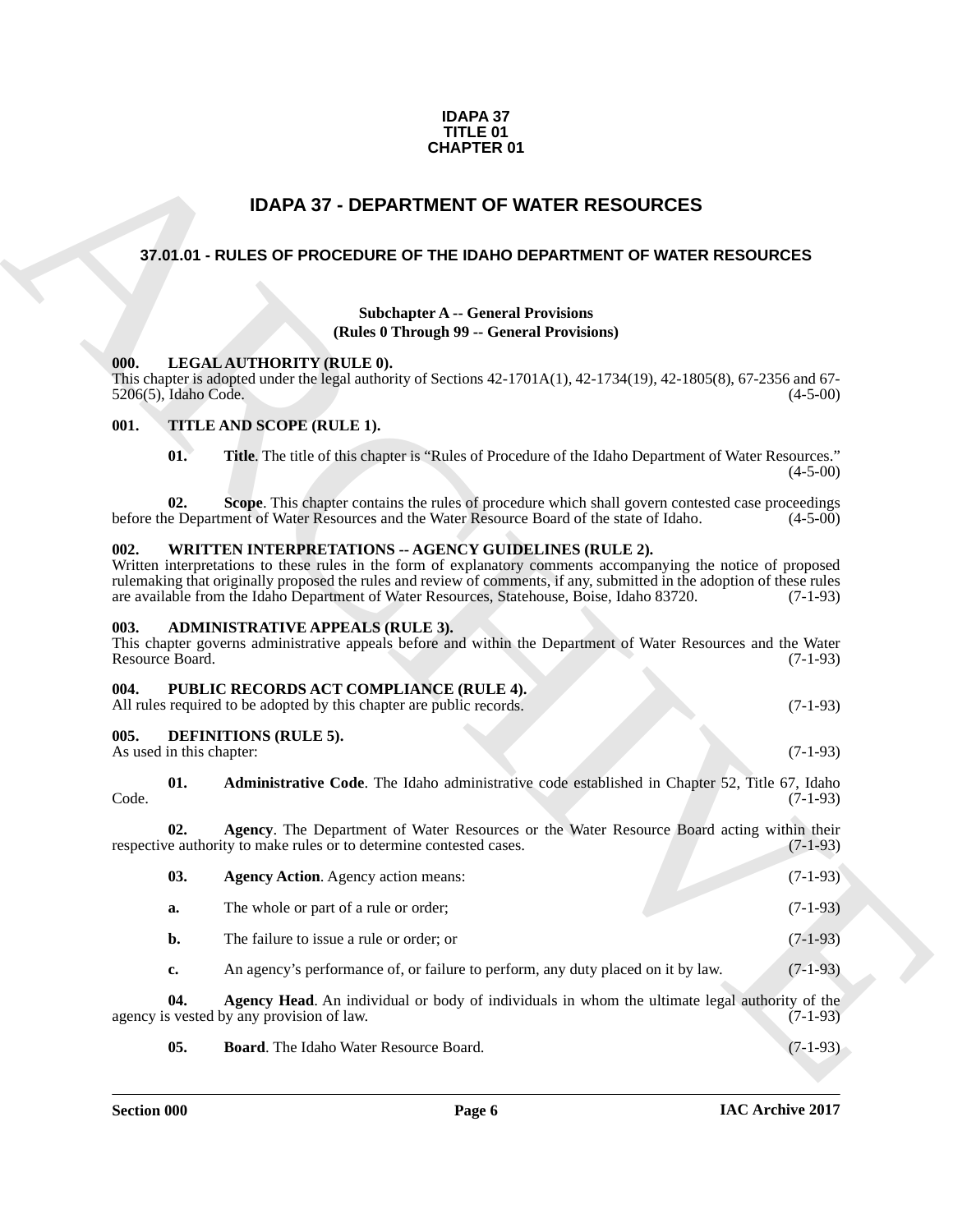**IDAPA 37**
**TITLE 01**
**CHAPTER 01**

# IDAPA 37 - DEPARTMENT OF WATER RESOURCES

## 37.01.01 - RULES OF PROCEDURE OF THE IDAHO DEPARTMENT OF WATER RESOURCES

### Subchapter A -- General Provisions
### (Rules 0 Through 99 -- General Provisions)

**000. LEGAL AUTHORITY (RULE 0).**
This chapter is adopted under the legal authority of Sections 42-1701A(1), 42-1734(19), 42-1805(8), 67-2356 and 67-5206(5), Idaho Code. (4-5-00)

**001. TITLE AND SCOPE (RULE 1).**

**01. Title**. The title of this chapter is "Rules of Procedure of the Idaho Department of Water Resources." (4-5-00)

**02. Scope**. This chapter contains the rules of procedure which shall govern contested case proceedings before the Department of Water Resources and the Water Resource Board of the state of Idaho. (4-5-00)

**002. WRITTEN INTERPRETATIONS -- AGENCY GUIDELINES (RULE 2).**
Written interpretations to these rules in the form of explanatory comments accompanying the notice of proposed rulemaking that originally proposed the rules and review of comments, if any, submitted in the adoption of these rules are available from the Idaho Department of Water Resources, Statehouse, Boise, Idaho 83720. (7-1-93)

**003. ADMINISTRATIVE APPEALS (RULE 3).**
This chapter governs administrative appeals before and within the Department of Water Resources and the Water Resource Board. (7-1-93)

**004. PUBLIC RECORDS ACT COMPLIANCE (RULE 4).**
All rules required to be adopted by this chapter are public records. (7-1-93)

**005. DEFINITIONS (RULE 5).**
As used in this chapter: (7-1-93)

**01. Administrative Code**. The Idaho administrative code established in Chapter 52, Title 67, Idaho Code. (7-1-93)

**02. Agency**. The Department of Water Resources or the Water Resource Board acting within their respective authority to make rules or to determine contested cases. (7-1-93)

**03. Agency Action**. Agency action means: (7-1-93)

**a.** The whole or part of a rule or order; (7-1-93)

**b.** The failure to issue a rule or order; or (7-1-93)

**c.** An agency's performance of, or failure to perform, any duty placed on it by law. (7-1-93)

**04. Agency Head**. An individual or body of individuals in whom the ultimate legal authority of the agency is vested by any provision of law. (7-1-93)

**05. Board**. The Idaho Water Resource Board. (7-1-93)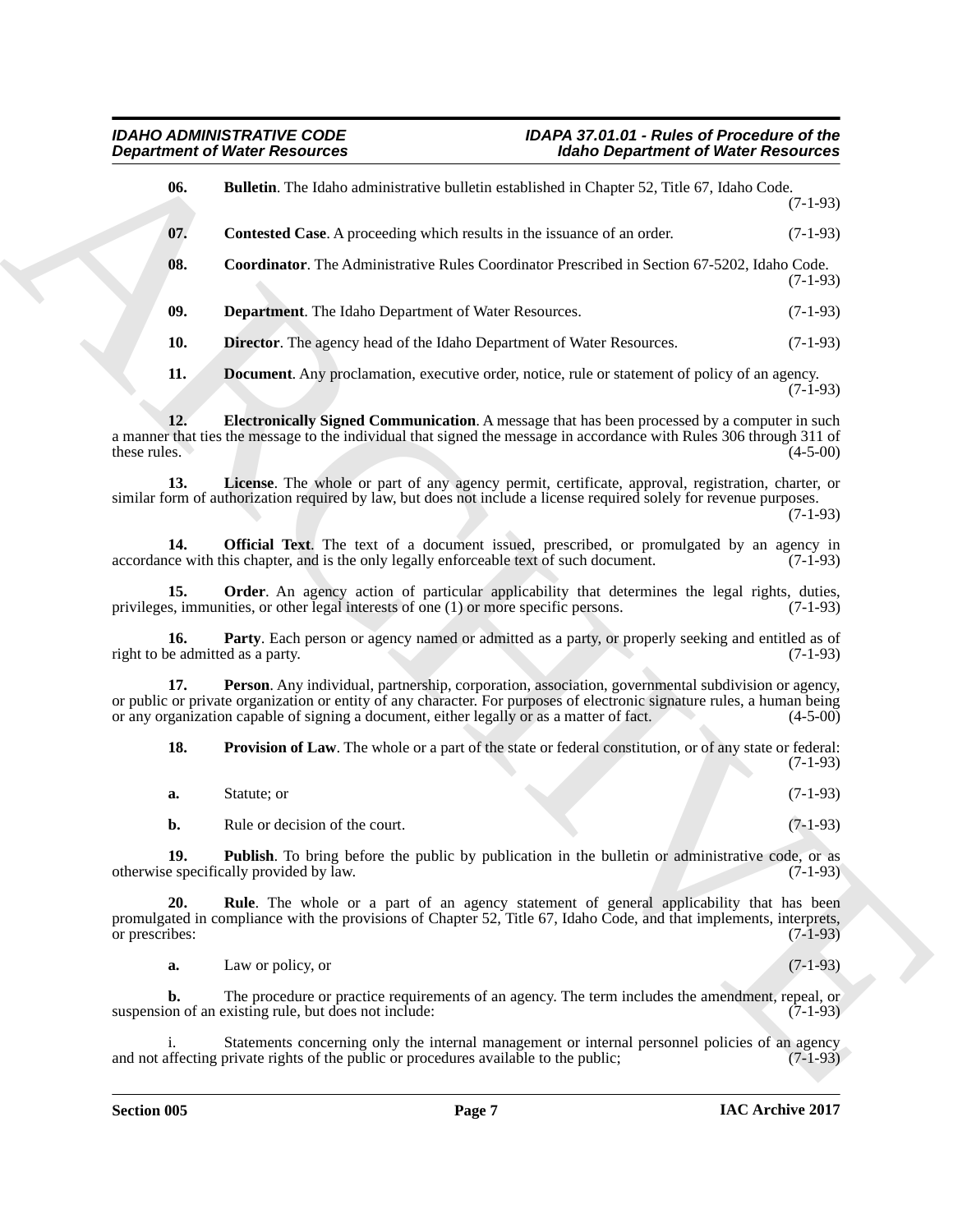**06. Bulletin**. The Idaho administrative bulletin established in Chapter 52, Title 67, Idaho Code. (7-1-93)

**07. Contested Case**. A proceeding which results in the issuance of an order. (7-1-93)

**08. Coordinator**. The Administrative Rules Coordinator Prescribed in Section 67-5202, Idaho Code. (7-1-93)

**09. Department**. The Idaho Department of Water Resources. (7-1-93)

**10. Director**. The agency head of the Idaho Department of Water Resources. (7-1-93)

**11. Document**. Any proclamation, executive order, notice, rule or statement of policy of an agency. (7-1-93)

**12. Electronically Signed Communication**. A message that has been processed by a computer in such a manner that ties the message to the individual that signed the message in accordance with Rules 306 through 311 of these rules. (4-5-00)

**13. License**. The whole or part of any agency permit, certificate, approval, registration, charter, or similar form of authorization required by law, but does not include a license required solely for revenue purposes. (7-1-93)

**14. Official Text**. The text of a document issued, prescribed, or promulgated by an agency in accordance with this chapter, and is the only legally enforceable text of such document. (7-1-93)

**15. Order**. An agency action of particular applicability that determines the legal rights, duties, privileges, immunities, or other legal interests of one (1) or more specific persons. (7-1-93)

**16. Party**. Each person or agency named or admitted as a party, or properly seeking and entitled as of right to be admitted as a party. (7-1-93)

**17. Person**. Any individual, partnership, corporation, association, governmental subdivision or agency, or public or private organization or entity of any character. For purposes of electronic signature rules, a human being or any organization capable of signing a document, either legally or as a matter of fact. (4-5-00)

**18. Provision of Law**. The whole or a part of the state or federal constitution, or of any state or federal: (7-1-93)

**a.** Statute; or (7-1-93)

**b.** Rule or decision of the court. (7-1-93)

**19. Publish**. To bring before the public by publication in the bulletin or administrative code, or as otherwise specifically provided by law. (7-1-93)

**20. Rule**. The whole or a part of an agency statement of general applicability that has been promulgated in compliance with the provisions of Chapter 52, Title 67, Idaho Code, and that implements, interprets, or prescribes: (7-1-93)

**a.** Law or policy, or (7-1-93)

**b.** The procedure or practice requirements of an agency. The term includes the amendment, repeal, or suspension of an existing rule, but does not include: (7-1-93)

i. Statements concerning only the internal management or internal personnel policies of an agency and not affecting private rights of the public or procedures available to the public; (7-1-93)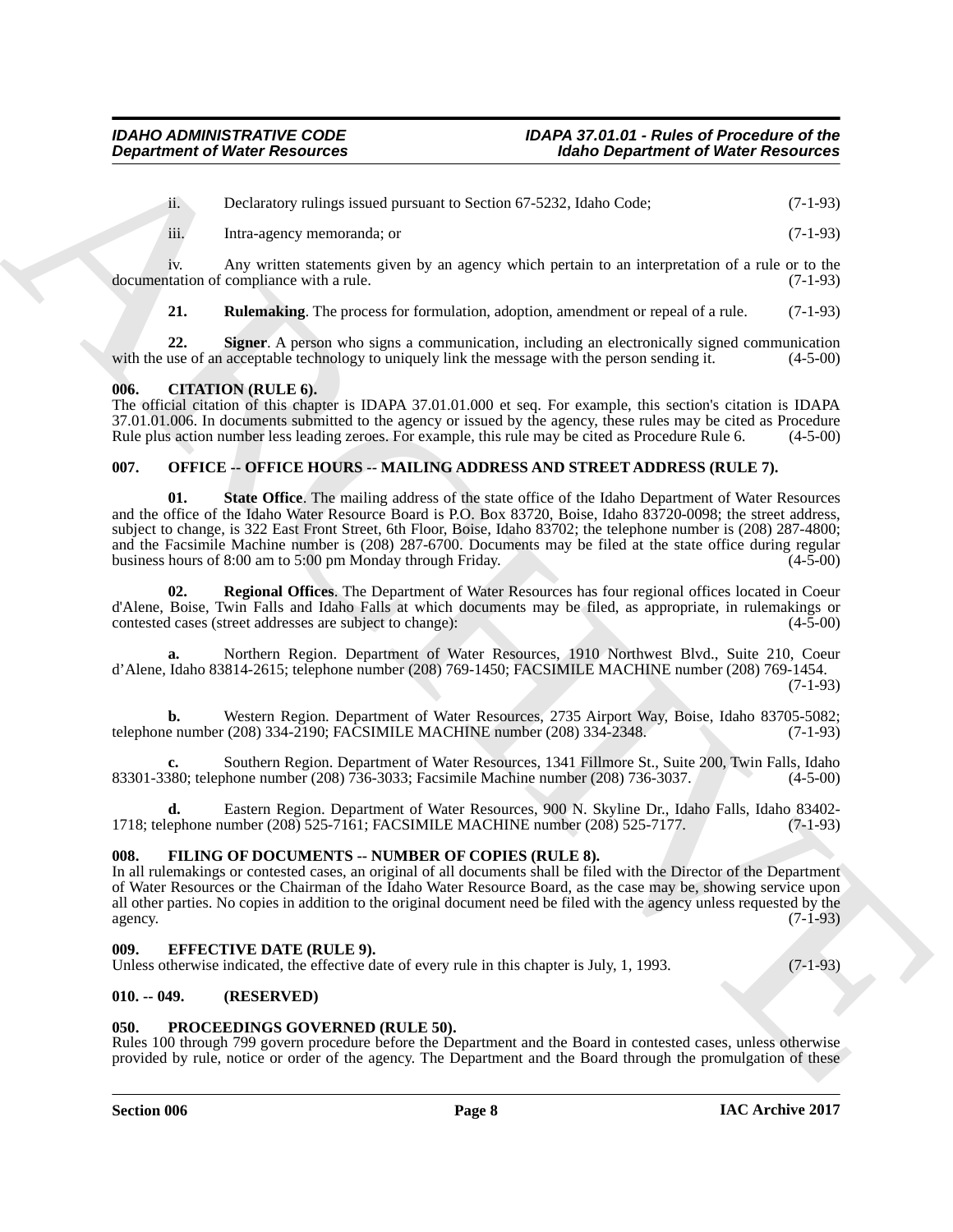ii. Declaratory rulings issued pursuant to Section 67-5232, Idaho Code; (7-1-93)

iii. Intra-agency memoranda; or (7-1-93)

iv. Any written statements given by an agency which pertain to an interpretation of a rule or to the documentation of compliance with a rule. (7-1-93)

**21. Rulemaking**. The process for formulation, adoption, amendment or repeal of a rule. (7-1-93)

**22. Signer**. A person who signs a communication, including an electronically signed communication with the use of an acceptable technology to uniquely link the message with the person sending it. (4-5-00)

### 006. CITATION (RULE 6).

The official citation of this chapter is IDAPA 37.01.01.000 et seq. For example, this section's citation is IDAPA 37.01.01.006. In documents submitted to the agency or issued by the agency, these rules may be cited as Procedure Rule plus action number less leading zeroes. For example, this rule may be cited as Procedure Rule 6. (4-5-00)

### 007. OFFICE -- OFFICE HOURS -- MAILING ADDRESS AND STREET ADDRESS (RULE 7).

**01. State Office**. The mailing address of the state office of the Idaho Department of Water Resources and the office of the Idaho Water Resource Board is P.O. Box 83720, Boise, Idaho 83720-0098; the street address, subject to change, is 322 East Front Street, 6th Floor, Boise, Idaho 83702; the telephone number is (208) 287-4800; and the Facsimile Machine number is (208) 287-6700. Documents may be filed at the state office during regular business hours of 8:00 am to 5:00 pm Monday through Friday. (4-5-00)

**02. Regional Offices**. The Department of Water Resources has four regional offices located in Coeur d'Alene, Boise, Twin Falls and Idaho Falls at which documents may be filed, as appropriate, in rulemakings or contested cases (street addresses are subject to change): (4-5-00)

**a.** Northern Region. Department of Water Resources, 1910 Northwest Blvd., Suite 210, Coeur d'Alene, Idaho 83814-2615; telephone number (208) 769-1450; FACSIMILE MACHINE number (208) 769-1454. (7-1-93)

**b.** Western Region. Department of Water Resources, 2735 Airport Way, Boise, Idaho 83705-5082; telephone number (208) 334-2190; FACSIMILE MACHINE number (208) 334-2348. (7-1-93)

**c.** Southern Region. Department of Water Resources, 1341 Fillmore St., Suite 200, Twin Falls, Idaho 83301-3380; telephone number (208) 736-3033; Facsimile Machine number (208) 736-3037. (4-5-00)

**d.** Eastern Region. Department of Water Resources, 900 N. Skyline Dr., Idaho Falls, Idaho 83402-1718; telephone number (208) 525-7161; FACSIMILE MACHINE number (208) 525-7177. (7-1-93)

### 008. FILING OF DOCUMENTS -- NUMBER OF COPIES (RULE 8).

In all rulemakings or contested cases, an original of all documents shall be filed with the Director of the Department of Water Resources or the Chairman of the Idaho Water Resource Board, as the case may be, showing service upon all other parties. No copies in addition to the original document need be filed with the agency unless requested by the agency. (7-1-93)

### 009. EFFECTIVE DATE (RULE 9).

Unless otherwise indicated, the effective date of every rule in this chapter is July, 1, 1993. (7-1-93)

### 010. -- 049. (RESERVED)

### 050. PROCEEDINGS GOVERNED (RULE 50).

Rules 100 through 799 govern procedure before the Department and the Board in contested cases, unless otherwise provided by rule, notice or order of the agency. The Department and the Board through the promulgation of these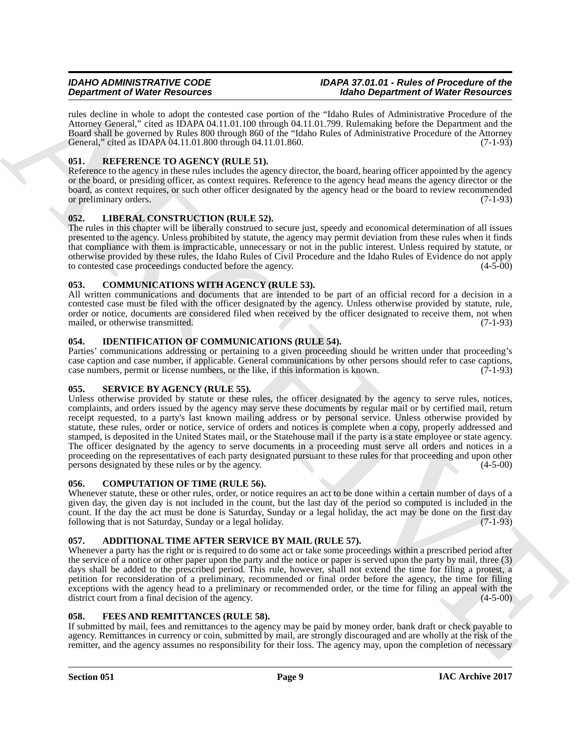rules decline in whole to adopt the contested case portion of the "Idaho Rules of Administrative Procedure of the Attorney General," cited as IDAPA 04.11.01.100 through 04.11.01.799. Rulemaking before the Department and the Board shall be governed by Rules 800 through 860 of the "Idaho Rules of Administrative Procedure of the Attorney General," cited as IDAPA 04.11.01.800 through 04.11.01.860. (7-1-93)

### 051. REFERENCE TO AGENCY (RULE 51).

Reference to the agency in these rules includes the agency director, the board, hearing officer appointed by the agency or the board, or presiding officer, as context requires. Reference to the agency head means the agency director or the board, as context requires, or such other officer designated by the agency head or the board to review recommended or preliminary orders. (7-1-93)

### 052. LIBERAL CONSTRUCTION (RULE 52).

The rules in this chapter will be liberally construed to secure just, speedy and economical determination of all issues presented to the agency. Unless prohibited by statute, the agency may permit deviation from these rules when it finds that compliance with them is impracticable, unnecessary or not in the public interest. Unless required by statute, or otherwise provided by these rules, the Idaho Rules of Civil Procedure and the Idaho Rules of Evidence do not apply to contested case proceedings conducted before the agency. (4-5-00)

### 053. COMMUNICATIONS WITH AGENCY (RULE 53).

All written communications and documents that are intended to be part of an official record for a decision in a contested case must be filed with the officer designated by the agency. Unless otherwise provided by statute, rule, order or notice, documents are considered filed when received by the officer designated to receive them, not when mailed, or otherwise transmitted. (7-1-93)

### 054. IDENTIFICATION OF COMMUNICATIONS (RULE 54).

Parties' communications addressing or pertaining to a given proceeding should be written under that proceeding's case caption and case number, if applicable. General communications by other persons should refer to case captions, case numbers, permit or license numbers, or the like, if this information is known. (7-1-93)

### 055. SERVICE BY AGENCY (RULE 55).

Unless otherwise provided by statute or these rules, the officer designated by the agency to serve rules, notices, complaints, and orders issued by the agency may serve these documents by regular mail or by certified mail, return receipt requested, to a party's last known mailing address or by personal service. Unless otherwise provided by statute, these rules, order or notice, service of orders and notices is complete when a copy, properly addressed and stamped, is deposited in the United States mail, or the Statehouse mail if the party is a state employee or state agency. The officer designated by the agency to serve documents in a proceeding must serve all orders and notices in a proceeding on the representatives of each party designated pursuant to these rules for that proceeding and upon other persons designated by these rules or by the agency. (4-5-00)

### 056. COMPUTATION OF TIME (RULE 56).

Whenever statute, these or other rules, order, or notice requires an act to be done within a certain number of days of a given day, the given day is not included in the count, but the last day of the period so computed is included in the count. If the day the act must be done is Saturday, Sunday or a legal holiday, the act may be done on the first day following that is not Saturday, Sunday or a legal holiday. (7-1-93)

### 057. ADDITIONAL TIME AFTER SERVICE BY MAIL (RULE 57).

Whenever a party has the right or is required to do some act or take some proceedings within a prescribed period after the service of a notice or other paper upon the party and the notice or paper is served upon the party by mail, three (3) days shall be added to the prescribed period. This rule, however, shall not extend the time for filing a protest, a petition for reconsideration of a preliminary, recommended or final order before the agency, the time for filing exceptions with the agency head to a preliminary or recommended order, or the time for filing an appeal with the district court from a final decision of the agency. (4-5-00)

### 058. FEES AND REMITTANCES (RULE 58).

If submitted by mail, fees and remittances to the agency may be paid by money order, bank draft or check payable to agency. Remittances in currency or coin, submitted by mail, are strongly discouraged and are wholly at the risk of the remitter, and the agency assumes no responsibility for their loss. The agency may, upon the completion of necessary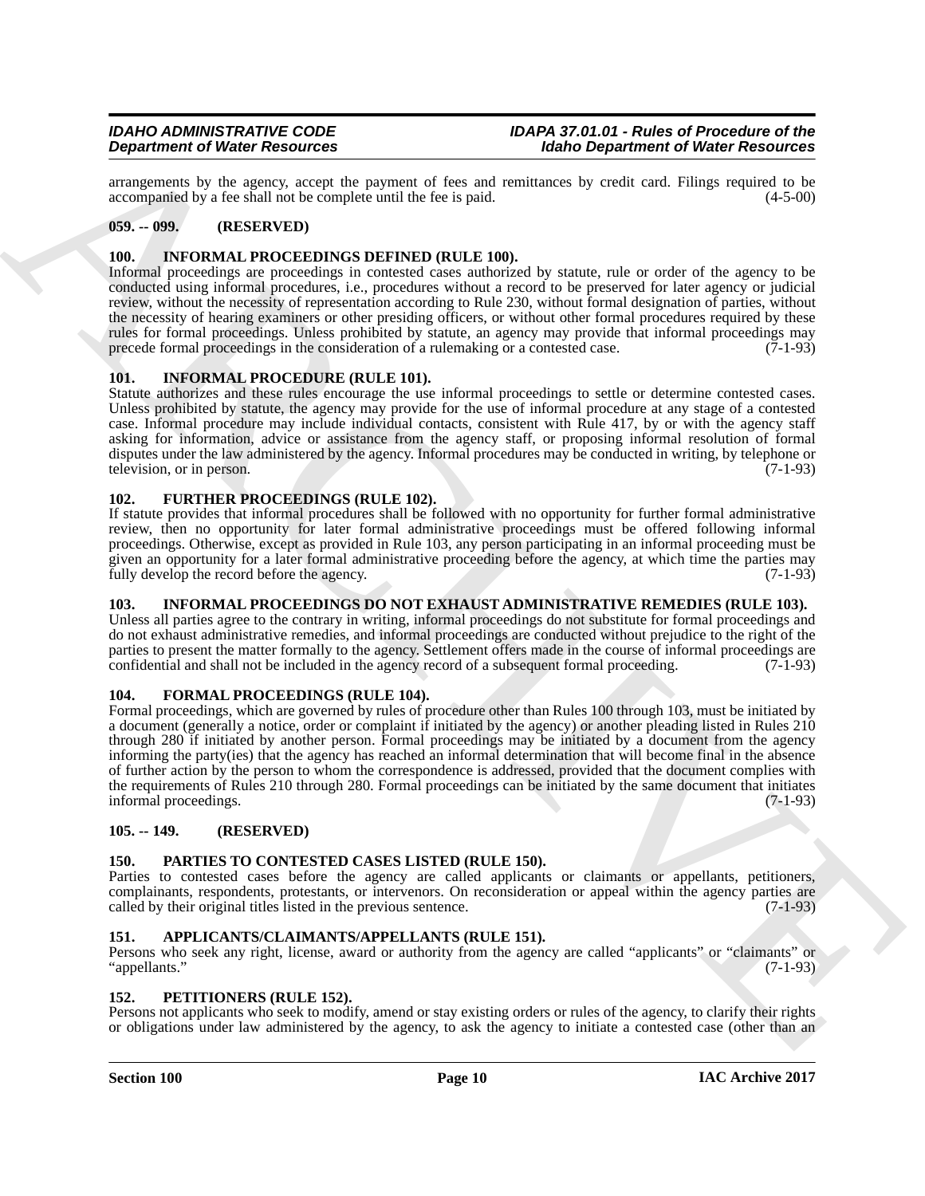arrangements by the agency, accept the payment of fees and remittances by credit card. Filings required to be accompanied by a fee shall not be complete until the fee is paid. (4-5-00)

### 059. -- 099. (RESERVED)

### 100. INFORMAL PROCEEDINGS DEFINED (RULE 100).

Informal proceedings are proceedings in contested cases authorized by statute, rule or order of the agency to be conducted using informal procedures, i.e., procedures without a record to be preserved for later agency or judicial review, without the necessity of representation according to Rule 230, without formal designation of parties, without the necessity of hearing examiners or other presiding officers, or without other formal procedures required by these rules for formal proceedings. Unless prohibited by statute, an agency may provide that informal proceedings may precede formal proceedings in the consideration of a rulemaking or a contested case. (7-1-93)

### 101. INFORMAL PROCEDURE (RULE 101).

Statute authorizes and these rules encourage the use informal proceedings to settle or determine contested cases. Unless prohibited by statute, the agency may provide for the use of informal procedure at any stage of a contested case. Informal procedure may include individual contacts, consistent with Rule 417, by or with the agency staff asking for information, advice or assistance from the agency staff, or proposing informal resolution of formal disputes under the law administered by the agency. Informal procedures may be conducted in writing, by telephone or television, or in person. (7-1-93)

### 102. FURTHER PROCEEDINGS (RULE 102).

If statute provides that informal procedures shall be followed with no opportunity for further formal administrative review, then no opportunity for later formal administrative proceedings must be offered following informal proceedings. Otherwise, except as provided in Rule 103, any person participating in an informal proceeding must be given an opportunity for a later formal administrative proceeding before the agency, at which time the parties may fully develop the record before the agency. (7-1-93)

### 103. INFORMAL PROCEEDINGS DO NOT EXHAUST ADMINISTRATIVE REMEDIES (RULE 103).

Unless all parties agree to the contrary in writing, informal proceedings do not substitute for formal proceedings and do not exhaust administrative remedies, and informal proceedings are conducted without prejudice to the right of the parties to present the matter formally to the agency. Settlement offers made in the course of informal proceedings are confidential and shall not be included in the agency record of a subsequent formal proceeding. (7-1-93)

### 104. FORMAL PROCEEDINGS (RULE 104).

Formal proceedings, which are governed by rules of procedure other than Rules 100 through 103, must be initiated by a document (generally a notice, order or complaint if initiated by the agency) or another pleading listed in Rules 210 through 280 if initiated by another person. Formal proceedings may be initiated by a document from the agency informing the party(ies) that the agency has reached an informal determination that will become final in the absence of further action by the person to whom the correspondence is addressed, provided that the document complies with the requirements of Rules 210 through 280. Formal proceedings can be initiated by the same document that initiates informal proceedings. (7-1-93)

### 105. -- 149. (RESERVED)

### 150. PARTIES TO CONTESTED CASES LISTED (RULE 150).

Parties to contested cases before the agency are called applicants or claimants or appellants, petitioners, complainants, respondents, protestants, or intervenors. On reconsideration or appeal within the agency parties are called by their original titles listed in the previous sentence. (7-1-93)

### 151. APPLICANTS/CLAIMANTS/APPELLANTS (RULE 151).

Persons who seek any right, license, award or authority from the agency are called "applicants" or "claimants" or "appellants." (7-1-93)

### 152. PETITIONERS (RULE 152).

Persons not applicants who seek to modify, amend or stay existing orders or rules of the agency, to clarify their rights or obligations under law administered by the agency, to ask the agency to initiate a contested case (other than an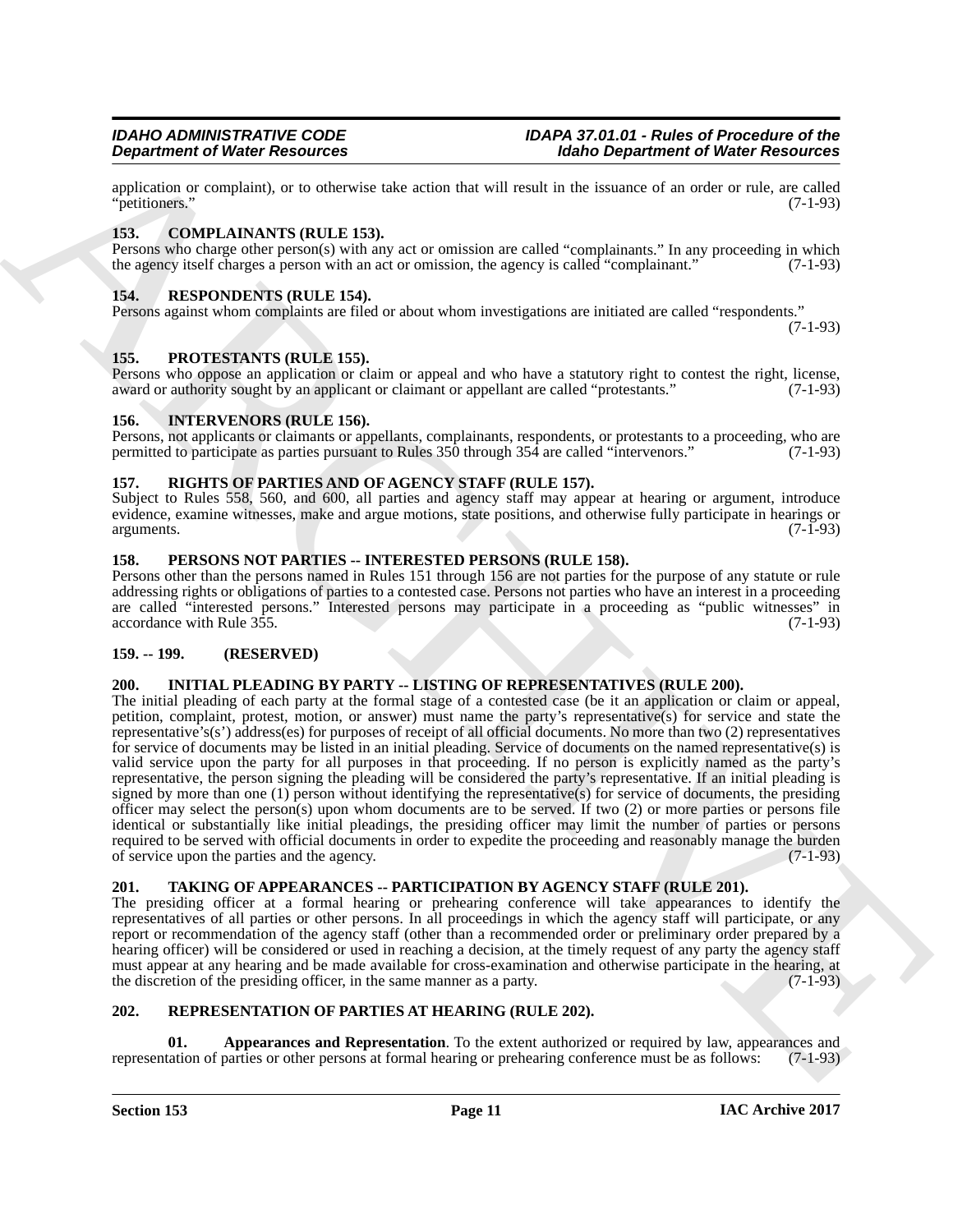application or complaint), or to otherwise take action that will result in the issuance of an order or rule, are called "petitioners." (7-1-93)

### 153. COMPLAINANTS (RULE 153).

Persons who charge other person(s) with any act or omission are called "complainants." In any proceeding in which the agency itself charges a person with an act or omission, the agency is called "complainant." (7-1-93)

### 154. RESPONDENTS (RULE 154).

Persons against whom complaints are filed or about whom investigations are initiated are called "respondents." (7-1-93)

### 155. PROTESTANTS (RULE 155).

Persons who oppose an application or claim or appeal and who have a statutory right to contest the right, license, award or authority sought by an applicant or claimant or appellant are called "protestants." (7-1-93)

### 156. INTERVENORS (RULE 156).

Persons, not applicants or claimants or appellants, complainants, respondents, or protestants to a proceeding, who are permitted to participate as parties pursuant to Rules 350 through 354 are called "intervenors." (7-1-93)

### 157. RIGHTS OF PARTIES AND OF AGENCY STAFF (RULE 157).

Subject to Rules 558, 560, and 600, all parties and agency staff may appear at hearing or argument, introduce evidence, examine witnesses, make and argue motions, state positions, and otherwise fully participate in hearings or arguments. (7-1-93)

### 158. PERSONS NOT PARTIES -- INTERESTED PERSONS (RULE 158).

Persons other than the persons named in Rules 151 through 156 are not parties for the purpose of any statute or rule addressing rights or obligations of parties to a contested case. Persons not parties who have an interest in a proceeding are called "interested persons." Interested persons may participate in a proceeding as "public witnesses" in accordance with Rule 355. (7-1-93)

### 159. -- 199. (RESERVED)

### 200. INITIAL PLEADING BY PARTY -- LISTING OF REPRESENTATIVES (RULE 200).

The initial pleading of each party at the formal stage of a contested case (be it an application or claim or appeal, petition, complaint, protest, motion, or answer) must name the party's representative(s) for service and state the representative's(s') address(es) for purposes of receipt of all official documents. No more than two (2) representatives for service of documents may be listed in an initial pleading. Service of documents on the named representative(s) is valid service upon the party for all purposes in that proceeding. If no person is explicitly named as the party's representative, the person signing the pleading will be considered the party's representative. If an initial pleading is signed by more than one (1) person without identifying the representative(s) for service of documents, the presiding officer may select the person(s) upon whom documents are to be served. If two (2) or more parties or persons file identical or substantially like initial pleadings, the presiding officer may limit the number of parties or persons required to be served with official documents in order to expedite the proceeding and reasonably manage the burden of service upon the parties and the agency. (7-1-93)

### 201. TAKING OF APPEARANCES -- PARTICIPATION BY AGENCY STAFF (RULE 201).

The presiding officer at a formal hearing or prehearing conference will take appearances to identify the representatives of all parties or other persons. In all proceedings in which the agency staff will participate, or any report or recommendation of the agency staff (other than a recommended order or preliminary order prepared by a hearing officer) will be considered or used in reaching a decision, at the timely request of any party the agency staff must appear at any hearing and be made available for cross-examination and otherwise participate in the hearing, at the discretion of the presiding officer, in the same manner as a party. (7-1-93)

### 202. REPRESENTATION OF PARTIES AT HEARING (RULE 202).

**01. Appearances and Representation**. To the extent authorized or required by law, appearances and representation of parties or other persons at formal hearing or prehearing conference must be as follows: (7-1-93)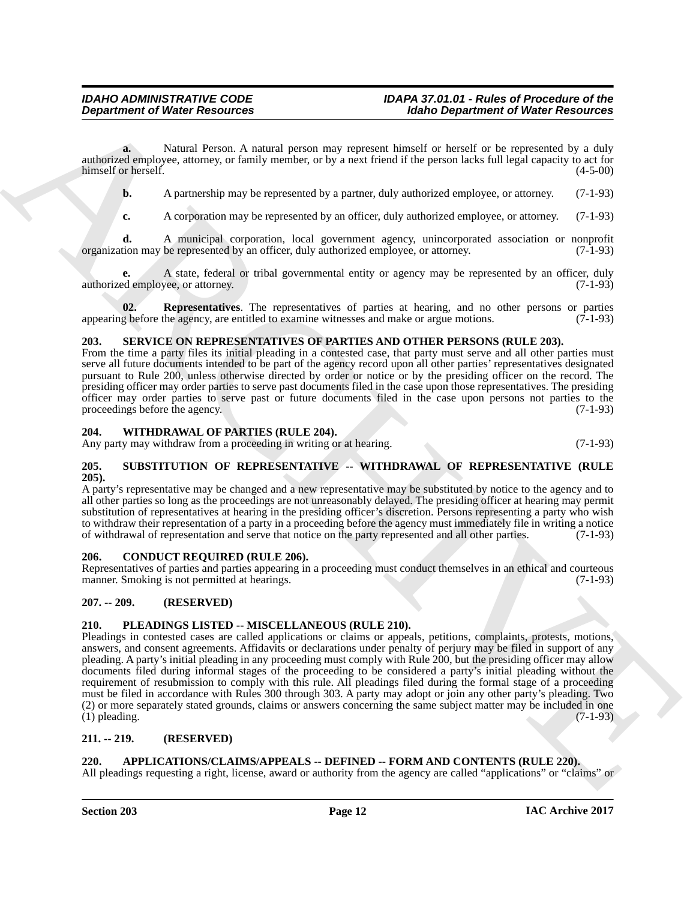**a.** Natural Person. A natural person may represent himself or herself or be represented by a duly authorized employee, attorney, or family member, or by a next friend if the person lacks full legal capacity to act for himself or herself. (4-5-00)

**b.** A partnership may be represented by a partner, duly authorized employee, or attorney. (7-1-93)

**c.** A corporation may be represented by an officer, duly authorized employee, or attorney. (7-1-93)

**d.** A municipal corporation, local government agency, unincorporated association or nonprofit organization may be represented by an officer, duly authorized employee, or attorney. (7-1-93)

**e.** A state, federal or tribal governmental entity or agency may be represented by an officer, duly authorized employee, or attorney. (7-1-93)

**02. Representatives**. The representatives of parties at hearing, and no other persons or parties appearing before the agency, are entitled to examine witnesses and make or argue motions. (7-1-93)

### 203. SERVICE ON REPRESENTATIVES OF PARTIES AND OTHER PERSONS (RULE 203).

From the time a party files its initial pleading in a contested case, that party must serve and all other parties must serve all future documents intended to be part of the agency record upon all other parties' representatives designated pursuant to Rule 200, unless otherwise directed by order or notice or by the presiding officer on the record. The presiding officer may order parties to serve past documents filed in the case upon those representatives. The presiding officer may order parties to serve past or future documents filed in the case upon persons not parties to the proceedings before the agency. (7-1-93)

### 204. WITHDRAWAL OF PARTIES (RULE 204).

Any party may withdraw from a proceeding in writing or at hearing. (7-1-93)

### 205. SUBSTITUTION OF REPRESENTATIVE -- WITHDRAWAL OF REPRESENTATIVE (RULE 205).

A party's representative may be changed and a new representative may be substituted by notice to the agency and to all other parties so long as the proceedings are not unreasonably delayed. The presiding officer at hearing may permit substitution of representatives at hearing in the presiding officer's discretion. Persons representing a party who wish to withdraw their representation of a party in a proceeding before the agency must immediately file in writing a notice of withdrawal of representation and serve that notice on the party represented and all other parties. (7-1-93)

### 206. CONDUCT REQUIRED (RULE 206).

Representatives of parties and parties appearing in a proceeding must conduct themselves in an ethical and courteous manner. Smoking is not permitted at hearings. (7-1-93)

### 207. -- 209. (RESERVED)

### 210. PLEADINGS LISTED -- MISCELLANEOUS (RULE 210).

Pleadings in contested cases are called applications or claims or appeals, petitions, complaints, protests, motions, answers, and consent agreements. Affidavits or declarations under penalty of perjury may be filed in support of any pleading. A party's initial pleading in any proceeding must comply with Rule 200, but the presiding officer may allow documents filed during informal stages of the proceeding to be considered a party's initial pleading without the requirement of resubmission to comply with this rule. All pleadings filed during the formal stage of a proceeding must be filed in accordance with Rules 300 through 303. A party may adopt or join any other party's pleading. Two (2) or more separately stated grounds, claims or answers concerning the same subject matter may be included in one (1) pleading. (7-1-93)

### 211. -- 219. (RESERVED)

### 220. APPLICATIONS/CLAIMS/APPEALS -- DEFINED -- FORM AND CONTENTS (RULE 220).

All pleadings requesting a right, license, award or authority from the agency are called "applications" or "claims" or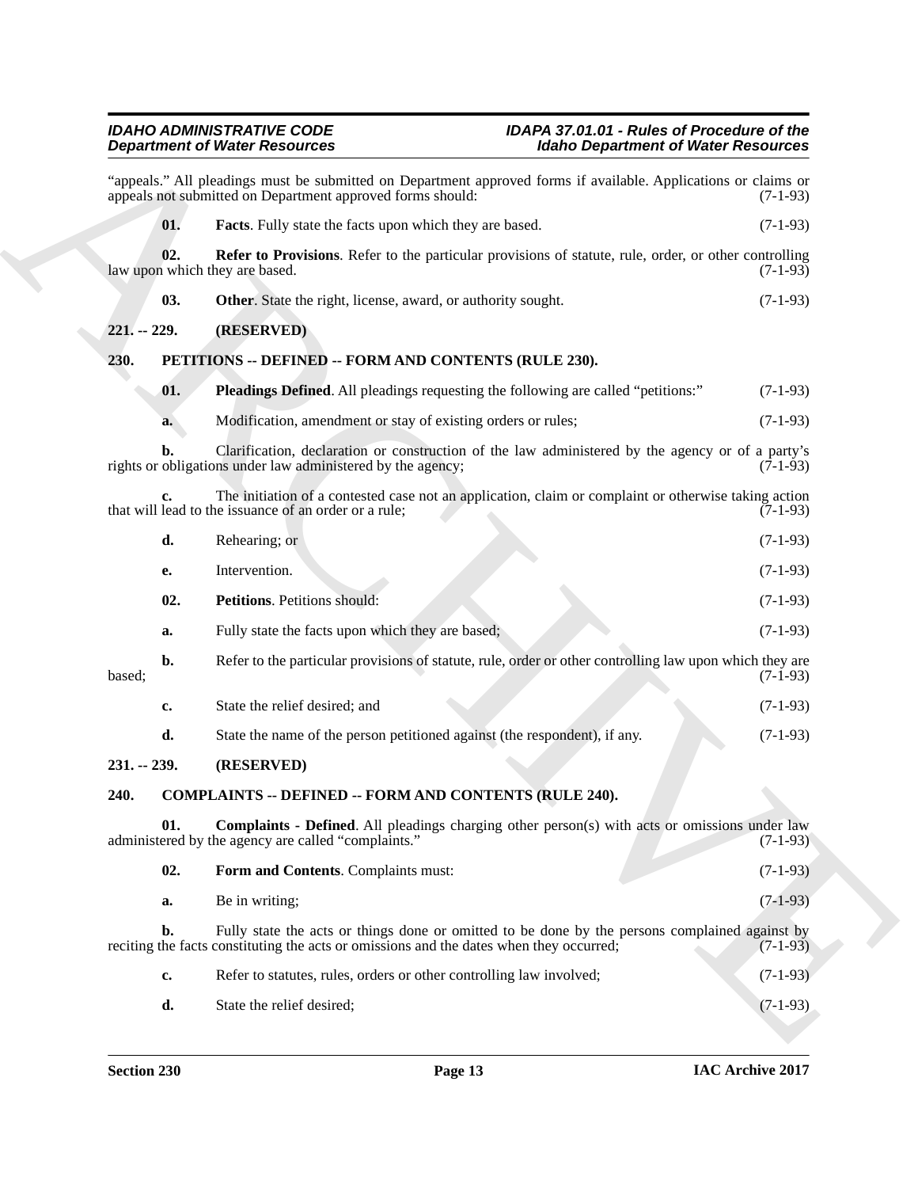"appeals." All pleadings must be submitted on Department approved forms if available. Applications or claims or appeals not submitted on Department approved forms should: (7-1-93)

**01. Facts**. Fully state the facts upon which they are based. (7-1-93)

**02. Refer to Provisions**. Refer to the particular provisions of statute, rule, order, or other controlling law upon which they are based. (7-1-93)

**03. Other**. State the right, license, award, or authority sought. (7-1-93)

## 221. -- 229. (RESERVED)

## 230. PETITIONS -- DEFINED -- FORM AND CONTENTS (RULE 230).

**01. Pleadings Defined**. All pleadings requesting the following are called "petitions:" (7-1-93)

**a.** Modification, amendment or stay of existing orders or rules; (7-1-93)

**b.** Clarification, declaration or construction of the law administered by the agency or of a party's rights or obligations under law administered by the agency; (7-1-93)

**c.** The initiation of a contested case not an application, claim or complaint or otherwise taking action that will lead to the issuance of an order or a rule; (7-1-93)

**d.** Rehearing; or (7-1-93)

**e.** Intervention. (7-1-93)

**02. Petitions**. Petitions should: (7-1-93)

**a.** Fully state the facts upon which they are based; (7-1-93)

**b.** Refer to the particular provisions of statute, rule, order or other controlling law upon which they are based; (7-1-93)

**c.** State the relief desired; and (7-1-93)

**d.** State the name of the person petitioned against (the respondent), if any. (7-1-93)

## 231. -- 239. (RESERVED)

## 240. COMPLAINTS -- DEFINED -- FORM AND CONTENTS (RULE 240).

**01. Complaints - Defined**. All pleadings charging other person(s) with acts or omissions under law administered by the agency are called "complaints." (7-1-93)

**02. Form and Contents**. Complaints must: (7-1-93)

**a.** Be in writing; (7-1-93)

**b.** Fully state the acts or things done or omitted to be done by the persons complained against by reciting the facts constituting the acts or omissions and the dates when they occurred; (7-1-93)

**c.** Refer to statutes, rules, orders or other controlling law involved; (7-1-93)

**d.** State the relief desired; (7-1-93)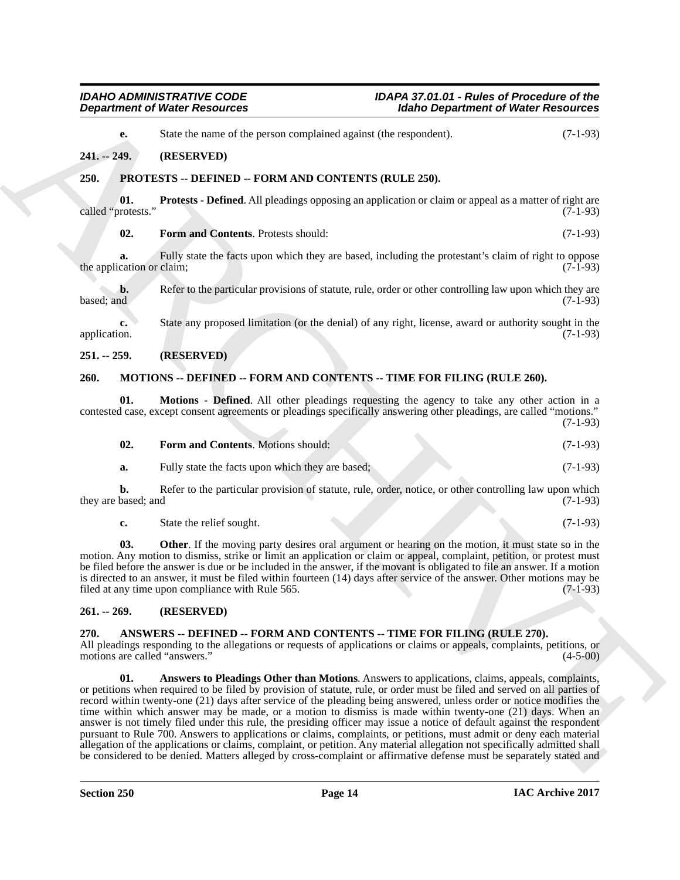**e.** State the name of the person complained against (the respondent). (7-1-93)

## 241. -- 249. (RESERVED)

## 250. PROTESTS -- DEFINED -- FORM AND CONTENTS (RULE 250).

**01. Protests - Defined**. All pleadings opposing an application or claim or appeal as a matter of right are called "protests." (7-1-93)

**02. Form and Contents**. Protests should: (7-1-93)

**a.** Fully state the facts upon which they are based, including the protestant's claim of right to oppose the application or claim; (7-1-93)

**b.** Refer to the particular provisions of statute, rule, order or other controlling law upon which they are based; and (7-1-93)

**c.** State any proposed limitation (or the denial) of any right, license, award or authority sought in the application. (7-1-93)

## 251. -- 259. (RESERVED)

## 260. MOTIONS -- DEFINED -- FORM AND CONTENTS -- TIME FOR FILING (RULE 260).

**01. Motions - Defined**. All other pleadings requesting the agency to take any other action in a contested case, except consent agreements or pleadings specifically answering other pleadings, are called "motions." (7-1-93)

**02. Form and Contents**. Motions should: (7-1-93)

**a.** Fully state the facts upon which they are based; (7-1-93)

**b.** Refer to the particular provision of statute, rule, order, notice, or other controlling law upon which they are based; and (7-1-93)

**c.** State the relief sought. (7-1-93)

**03. Other**. If the moving party desires oral argument or hearing on the motion, it must state so in the motion. Any motion to dismiss, strike or limit an application or claim or appeal, complaint, petition, or protest must be filed before the answer is due or be included in the answer, if the movant is obligated to file an answer. If a motion is directed to an answer, it must be filed within fourteen (14) days after service of the answer. Other motions may be filed at any time upon compliance with Rule 565. (7-1-93)

## 261. -- 269. (RESERVED)

## 270. ANSWERS -- DEFINED -- FORM AND CONTENTS -- TIME FOR FILING (RULE 270).

All pleadings responding to the allegations or requests of applications or claims or appeals, complaints, petitions, or motions are called "answers." (4-5-00)

**01. Answers to Pleadings Other than Motions**. Answers to applications, claims, appeals, complaints, or petitions when required to be filed by provision of statute, rule, or order must be filed and served on all parties of record within twenty-one (21) days after service of the pleading being answered, unless order or notice modifies the time within which answer may be made, or a motion to dismiss is made within twenty-one (21) days. When an answer is not timely filed under this rule, the presiding officer may issue a notice of default against the respondent pursuant to Rule 700. Answers to applications or claims, complaints, or petitions, must admit or deny each material allegation of the applications or claims, complaint, or petition. Any material allegation not specifically admitted shall be considered to be denied. Matters alleged by cross-complaint or affirmative defense must be separately stated and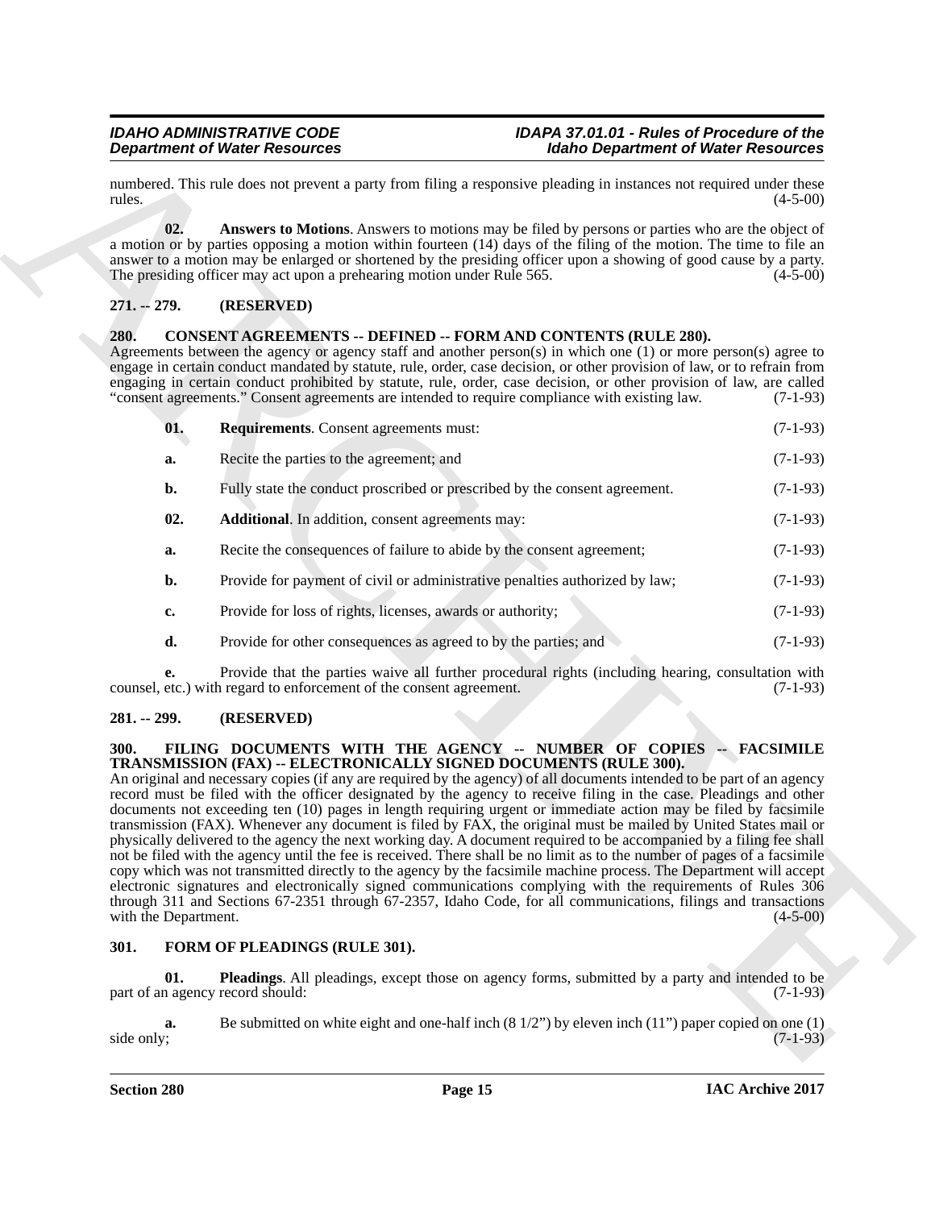numbered. This rule does not prevent a party from filing a responsive pleading in instances not required under these rules. (4-5-00)

**02. Answers to Motions**. Answers to motions may be filed by persons or parties who are the object of a motion or by parties opposing a motion within fourteen (14) days of the filing of the motion. The time to file an answer to a motion may be enlarged or shortened by the presiding officer upon a showing of good cause by a party. The presiding officer may act upon a prehearing motion under Rule 565. (4-5-00)

## 271. -- 279. (RESERVED)

## 280. CONSENT AGREEMENTS -- DEFINED -- FORM AND CONTENTS (RULE 280).

Agreements between the agency or agency staff and another person(s) in which one (1) or more person(s) agree to engage in certain conduct mandated by statute, rule, order, case decision, or other provision of law, or to refrain from engaging in certain conduct prohibited by statute, rule, order, case decision, or other provision of law, are called "consent agreements." Consent agreements are intended to require compliance with existing law. (7-1-93)

**01. Requirements**. Consent agreements must: (7-1-93)

**a.** Recite the parties to the agreement; and (7-1-93)

**b.** Fully state the conduct proscribed or prescribed by the consent agreement. (7-1-93)

**02. Additional**. In addition, consent agreements may: (7-1-93)

**a.** Recite the consequences of failure to abide by the consent agreement; (7-1-93)

**b.** Provide for payment of civil or administrative penalties authorized by law; (7-1-93)

**c.** Provide for loss of rights, licenses, awards or authority; (7-1-93)

**d.** Provide for other consequences as agreed to by the parties; and (7-1-93)

**e.** Provide that the parties waive all further procedural rights (including hearing, consultation with counsel, etc.) with regard to enforcement of the consent agreement. (7-1-93)

## 281. -- 299. (RESERVED)

## 300. FILING DOCUMENTS WITH THE AGENCY -- NUMBER OF COPIES -- FACSIMILE TRANSMISSION (FAX) -- ELECTRONICALLY SIGNED DOCUMENTS (RULE 300).

An original and necessary copies (if any are required by the agency) of all documents intended to be part of an agency record must be filed with the officer designated by the agency to receive filing in the case. Pleadings and other documents not exceeding ten (10) pages in length requiring urgent or immediate action may be filed by facsimile transmission (FAX). Whenever any document is filed by FAX, the original must be mailed by United States mail or physically delivered to the agency the next working day. A document required to be accompanied by a filing fee shall not be filed with the agency until the fee is received. There shall be no limit as to the number of pages of a facsimile copy which was not transmitted directly to the agency by the facsimile machine process. The Department will accept electronic signatures and electronically signed communications complying with the requirements of Rules 306 through 311 and Sections 67-2351 through 67-2357, Idaho Code, for all communications, filings and transactions with the Department. (4-5-00)

## 301. FORM OF PLEADINGS (RULE 301).

**01. Pleadings**. All pleadings, except those on agency forms, submitted by a party and intended to be part of an agency record should: (7-1-93)

**a.** Be submitted on white eight and one-half inch (8 1/2") by eleven inch (11") paper copied on one (1) side only; (7-1-93)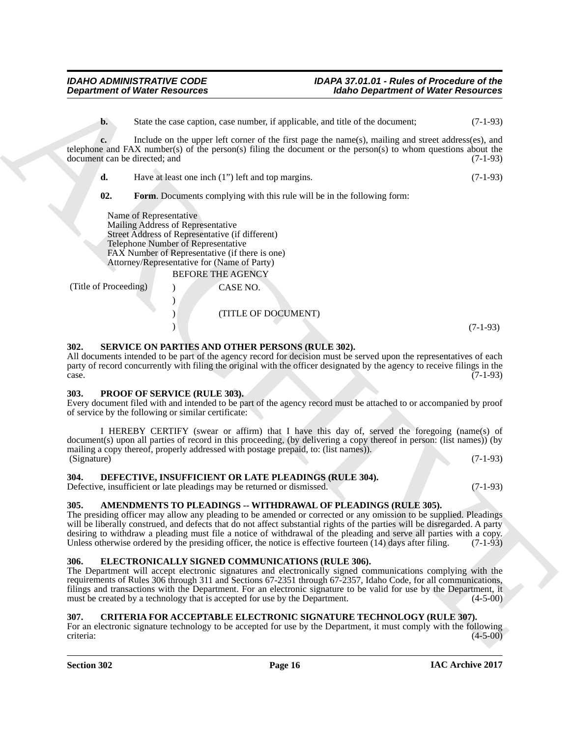**b.** State the case caption, case number, if applicable, and title of the document; (7-1-93)

**c.** Include on the upper left corner of the first page the name(s), mailing and street address(es), and telephone and FAX number(s) of the person(s) filing the document or the person(s) to whom questions about the document can be directed; and (7-1-93)

**d.** Have at least one inch (1") left and top margins. (7-1-93)

**02. Form**. Documents complying with this rule will be in the following form:

Name of Representative
Mailing Address of Representative
Street Address of Representative (if different)
Telephone Number of Representative
FAX Number of Representative (if there is one)
Attorney/Representative for (Name of Party)

BEFORE THE AGENCY

| | | |
|---|---|---|
| (Title of Proceeding) | ) | CASE NO. |
| | ) | |
| | ) | (TITLE OF DOCUMENT) |
| | ) | |

(7-1-93)

### 302. SERVICE ON PARTIES AND OTHER PERSONS (RULE 302).

All documents intended to be part of the agency record for decision must be served upon the representatives of each party of record concurrently with filing the original with the officer designated by the agency to receive filings in the case. (7-1-93)

### 303. PROOF OF SERVICE (RULE 303).

Every document filed with and intended to be part of the agency record must be attached to or accompanied by proof of service by the following or similar certificate:

I HEREBY CERTIFY (swear or affirm) that I have this day of, served the foregoing (name(s) of document(s) upon all parties of record in this proceeding, (by delivering a copy thereof in person: (list names)) (by mailing a copy thereof, properly addressed with postage prepaid, to: (list names)).
(Signature) (7-1-93)

### 304. DEFECTIVE, INSUFFICIENT OR LATE PLEADINGS (RULE 304).

Defective, insufficient or late pleadings may be returned or dismissed. (7-1-93)

### 305. AMENDMENTS TO PLEADINGS -- WITHDRAWAL OF PLEADINGS (RULE 305).

The presiding officer may allow any pleading to be amended or corrected or any omission to be supplied. Pleadings will be liberally construed, and defects that do not affect substantial rights of the parties will be disregarded. A party desiring to withdraw a pleading must file a notice of withdrawal of the pleading and serve all parties with a copy. Unless otherwise ordered by the presiding officer, the notice is effective fourteen (14) days after filing. (7-1-93)

### 306. ELECTRONICALLY SIGNED COMMUNICATIONS (RULE 306).

The Department will accept electronic signatures and electronically signed communications complying with the requirements of Rules 306 through 311 and Sections 67-2351 through 67-2357, Idaho Code, for all communications, filings and transactions with the Department. For an electronic signature to be valid for use by the Department, it must be created by a technology that is accepted for use by the Department. (4-5-00)

### 307. CRITERIA FOR ACCEPTABLE ELECTRONIC SIGNATURE TECHNOLOGY (RULE 307).

For an electronic signature technology to be accepted for use by the Department, it must comply with the following criteria: (4-5-00)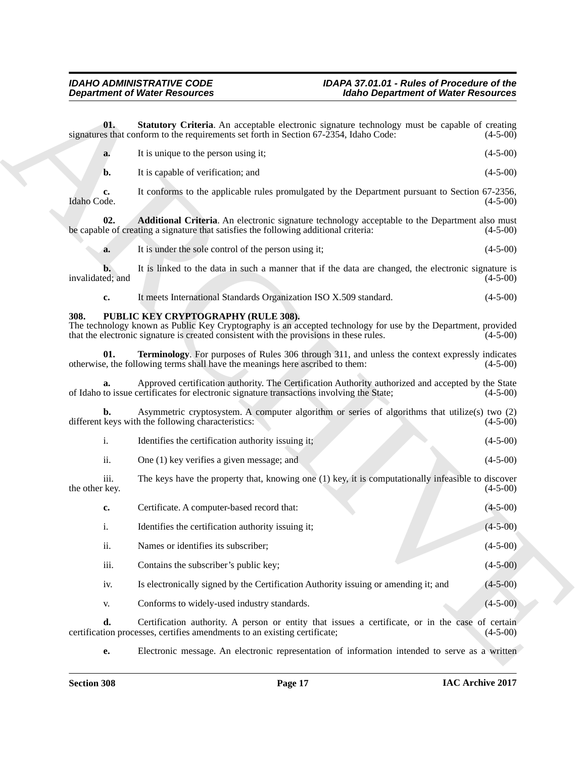**01. Statutory Criteria**. An acceptable electronic signature technology must be capable of creating signatures that conform to the requirements set forth in Section 67-2354, Idaho Code: (4-5-00)

**a.** It is unique to the person using it; (4-5-00)

**b.** It is capable of verification; and (4-5-00)

**c.** It conforms to the applicable rules promulgated by the Department pursuant to Section 67-2356, Idaho Code. (4-5-00)

**02. Additional Criteria**. An electronic signature technology acceptable to the Department also must be capable of creating a signature that satisfies the following additional criteria: (4-5-00)

**a.** It is under the sole control of the person using it; (4-5-00)

**b.** It is linked to the data in such a manner that if the data are changed, the electronic signature is invalidated; and (4-5-00)

**c.** It meets International Standards Organization ISO X.509 standard. (4-5-00)

## 308. PUBLIC KEY CRYPTOGRAPHY (RULE 308).

The technology known as Public Key Cryptography is an accepted technology for use by the Department, provided that the electronic signature is created consistent with the provisions in these rules. (4-5-00)

**01. Terminology**. For purposes of Rules 306 through 311, and unless the context expressly indicates otherwise, the following terms shall have the meanings here ascribed to them: (4-5-00)

**a.** Approved certification authority. The Certification Authority authorized and accepted by the State of Idaho to issue certificates for electronic signature transactions involving the State; (4-5-00)

**b.** Asymmetric cryptosystem. A computer algorithm or series of algorithms that utilize(s) two (2) different keys with the following characteristics: (4-5-00)

i. Identifies the certification authority issuing it; (4-5-00)

ii. One (1) key verifies a given message; and (4-5-00)

iii. The keys have the property that, knowing one (1) key, it is computationally infeasible to discover the other key. (4-5-00)

**c.** Certificate. A computer-based record that: (4-5-00)

i. Identifies the certification authority issuing it; (4-5-00)

ii. Names or identifies its subscriber; (4-5-00)

iii. Contains the subscriber's public key; (4-5-00)

iv. Is electronically signed by the Certification Authority issuing or amending it; and (4-5-00)

v. Conforms to widely-used industry standards. (4-5-00)

**d.** Certification authority. A person or entity that issues a certificate, or in the case of certain certification processes, certifies amendments to an existing certificate; (4-5-00)

**e.** Electronic message. An electronic representation of information intended to serve as a written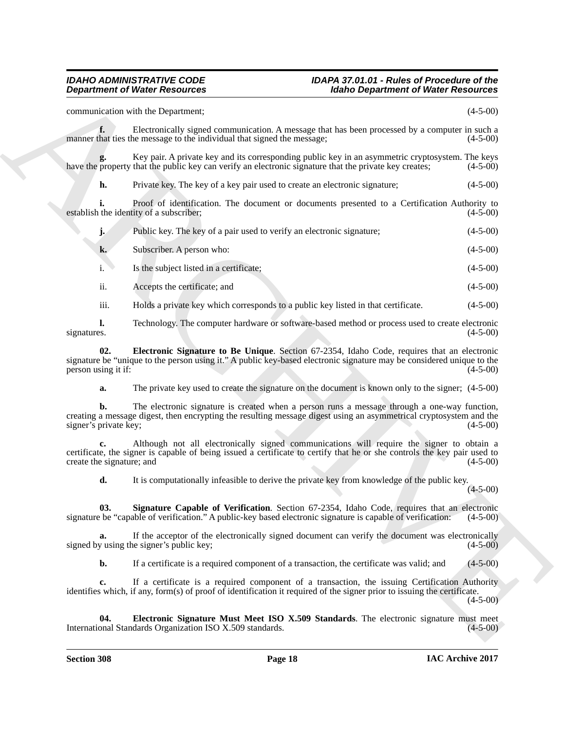communication with the Department; (4-5-00)

**f.** Electronically signed communication. A message that has been processed by a computer in such a manner that ties the message to the individual that signed the message; (4-5-00)

**g.** Key pair. A private key and its corresponding public key in an asymmetric cryptosystem. The keys have the property that the public key can verify an electronic signature that the private key creates; (4-5-00)

**h.** Private key. The key of a key pair used to create an electronic signature; (4-5-00)

**i.** Proof of identification. The document or documents presented to a Certification Authority to establish the identity of a subscriber; (4-5-00)

**j.** Public key. The key of a pair used to verify an electronic signature; (4-5-00)

**k.** Subscriber. A person who: (4-5-00)

i. Is the subject listed in a certificate; (4-5-00)

ii. Accepts the certificate; and (4-5-00)

iii. Holds a private key which corresponds to a public key listed in that certificate. (4-5-00)

**l.** Technology. The computer hardware or software-based method or process used to create electronic signatures. (4-5-00)

**02. Electronic Signature to Be Unique**. Section 67-2354, Idaho Code, requires that an electronic signature be "unique to the person using it." A public key-based electronic signature may be considered unique to the person using it if: (4-5-00)

**a.** The private key used to create the signature on the document is known only to the signer; (4-5-00)

**b.** The electronic signature is created when a person runs a message through a one-way function, creating a message digest, then encrypting the resulting message digest using an asymmetrical cryptosystem and the signer's private key; (4-5-00)

**c.** Although not all electronically signed communications will require the signer to obtain a certificate, the signer is capable of being issued a certificate to certify that he or she controls the key pair used to create the signature; and (4-5-00)

**d.** It is computationally infeasible to derive the private key from knowledge of the public key. (4-5-00)

**03. Signature Capable of Verification**. Section 67-2354, Idaho Code, requires that an electronic signature be "capable of verification." A public-key based electronic signature is capable of verification: (4-5-00)

**a.** If the acceptor of the electronically signed document can verify the document was electronically signed by using the signer's public key; (4-5-00)

**b.** If a certificate is a required component of a transaction, the certificate was valid; and (4-5-00)

**c.** If a certificate is a required component of a transaction, the issuing Certification Authority identifies which, if any, form(s) of proof of identification it required of the signer prior to issuing the certificate. (4-5-00)

**04. Electronic Signature Must Meet ISO X.509 Standards**. The electronic signature must meet International Standards Organization ISO X.509 standards. (4-5-00)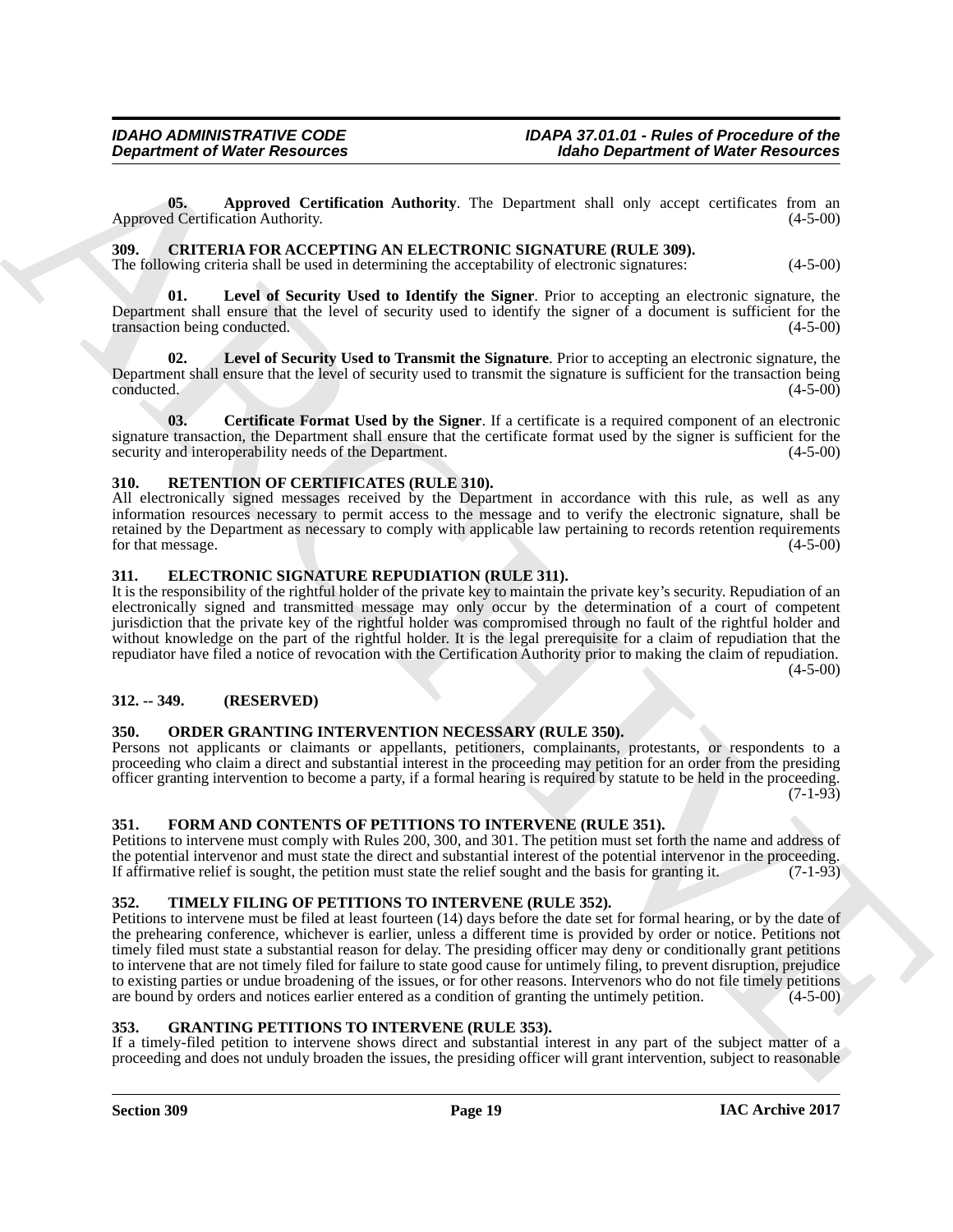**05. Approved Certification Authority**. The Department shall only accept certificates from an Approved Certification Authority. (4-5-00)

## 309. CRITERIA FOR ACCEPTING AN ELECTRONIC SIGNATURE (RULE 309).

The following criteria shall be used in determining the acceptability of electronic signatures: (4-5-00)

**01. Level of Security Used to Identify the Signer**. Prior to accepting an electronic signature, the Department shall ensure that the level of security used to identify the signer of a document is sufficient for the transaction being conducted. (4-5-00)

**02. Level of Security Used to Transmit the Signature**. Prior to accepting an electronic signature, the Department shall ensure that the level of security used to transmit the signature is sufficient for the transaction being conducted. (4-5-00)

**03. Certificate Format Used by the Signer**. If a certificate is a required component of an electronic signature transaction, the Department shall ensure that the certificate format used by the signer is sufficient for the security and interoperability needs of the Department. (4-5-00)

## 310. RETENTION OF CERTIFICATES (RULE 310).

All electronically signed messages received by the Department in accordance with this rule, as well as any information resources necessary to permit access to the message and to verify the electronic signature, shall be retained by the Department as necessary to comply with applicable law pertaining to records retention requirements for that message. (4-5-00)

## 311. ELECTRONIC SIGNATURE REPUDIATION (RULE 311).

It is the responsibility of the rightful holder of the private key to maintain the private key's security. Repudiation of an electronically signed and transmitted message may only occur by the determination of a court of competent jurisdiction that the private key of the rightful holder was compromised through no fault of the rightful holder and without knowledge on the part of the rightful holder. It is the legal prerequisite for a claim of repudiation that the repudiator have filed a notice of revocation with the Certification Authority prior to making the claim of repudiation. (4-5-00)

## 312. -- 349. (RESERVED)

## 350. ORDER GRANTING INTERVENTION NECESSARY (RULE 350).

Persons not applicants or claimants or appellants, petitioners, complainants, protestants, or respondents to a proceeding who claim a direct and substantial interest in the proceeding may petition for an order from the presiding officer granting intervention to become a party, if a formal hearing is required by statute to be held in the proceeding. (7-1-93)

## 351. FORM AND CONTENTS OF PETITIONS TO INTERVENE (RULE 351).

Petitions to intervene must comply with Rules 200, 300, and 301. The petition must set forth the name and address of the potential intervenor and must state the direct and substantial interest of the potential intervenor in the proceeding. If affirmative relief is sought, the petition must state the relief sought and the basis for granting it. (7-1-93)

## 352. TIMELY FILING OF PETITIONS TO INTERVENE (RULE 352).

Petitions to intervene must be filed at least fourteen (14) days before the date set for formal hearing, or by the date of the prehearing conference, whichever is earlier, unless a different time is provided by order or notice. Petitions not timely filed must state a substantial reason for delay. The presiding officer may deny or conditionally grant petitions to intervene that are not timely filed for failure to state good cause for untimely filing, to prevent disruption, prejudice to existing parties or undue broadening of the issues, or for other reasons. Intervenors who do not file timely petitions are bound by orders and notices earlier entered as a condition of granting the untimely petition. (4-5-00)

## 353. GRANTING PETITIONS TO INTERVENE (RULE 353).

If a timely-filed petition to intervene shows direct and substantial interest in any part of the subject matter of a proceeding and does not unduly broaden the issues, the presiding officer will grant intervention, subject to reasonable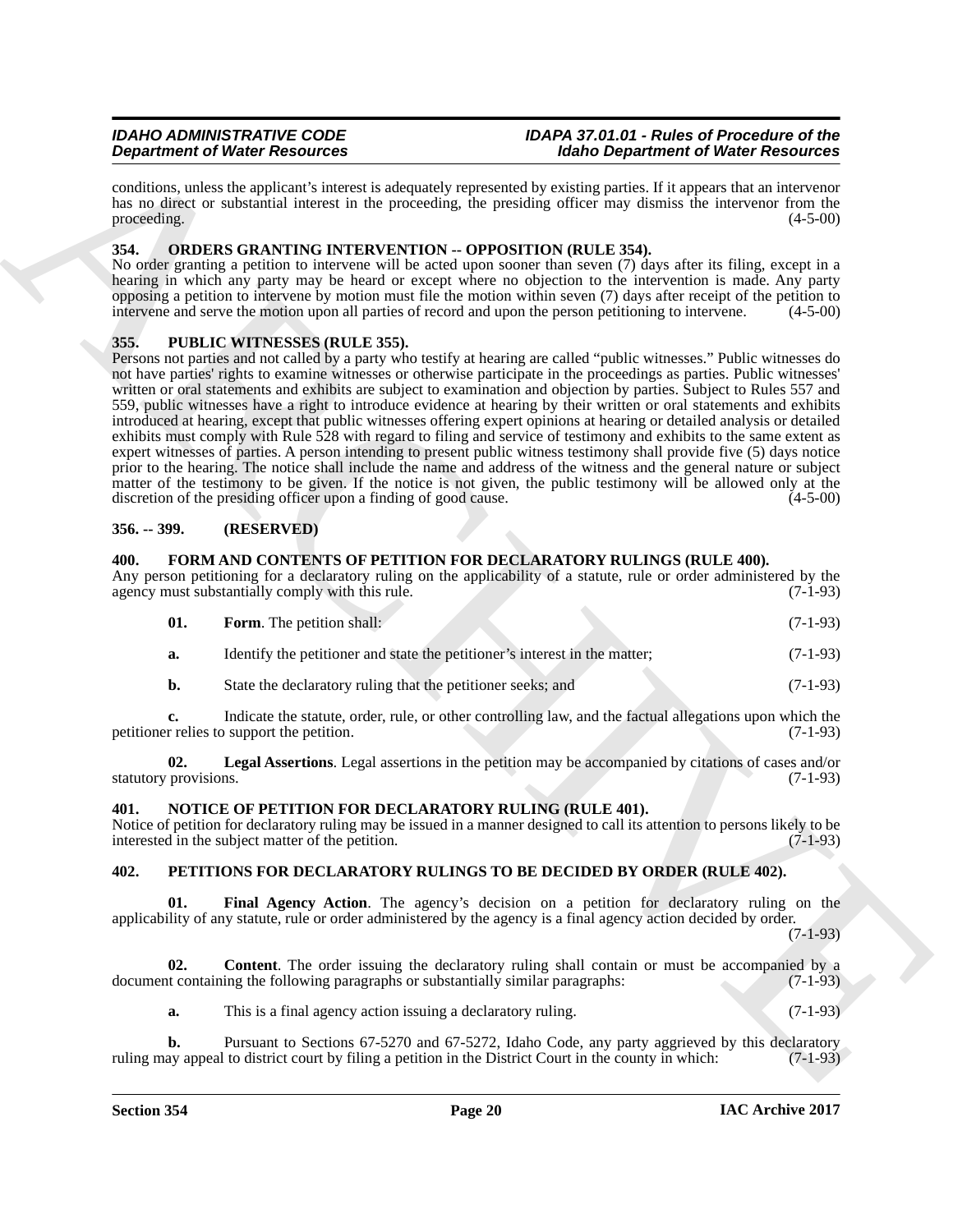conditions, unless the applicant's interest is adequately represented by existing parties. If it appears that an intervenor has no direct or substantial interest in the proceeding, the presiding officer may dismiss the intervenor from the proceeding. (4-5-00)

### 354. ORDERS GRANTING INTERVENTION -- OPPOSITION (RULE 354).

No order granting a petition to intervene will be acted upon sooner than seven (7) days after its filing, except in a hearing in which any party may be heard or except where no objection to the intervention is made. Any party opposing a petition to intervene by motion must file the motion within seven (7) days after receipt of the petition to intervene and serve the motion upon all parties of record and upon the person petitioning to intervene. (4-5-00)

### 355. PUBLIC WITNESSES (RULE 355).

Persons not parties and not called by a party who testify at hearing are called "public witnesses." Public witnesses do not have parties' rights to examine witnesses or otherwise participate in the proceedings as parties. Public witnesses' written or oral statements and exhibits are subject to examination and objection by parties. Subject to Rules 557 and 559, public witnesses have a right to introduce evidence at hearing by their written or oral statements and exhibits introduced at hearing, except that public witnesses offering expert opinions at hearing or detailed analysis or detailed exhibits must comply with Rule 528 with regard to filing and service of testimony and exhibits to the same extent as expert witnesses of parties. A person intending to present public witness testimony shall provide five (5) days notice prior to the hearing. The notice shall include the name and address of the witness and the general nature or subject matter of the testimony to be given. If the notice is not given, the public testimony will be allowed only at the discretion of the presiding officer upon a finding of good cause. (4-5-00)

### 356. -- 399. (RESERVED)

### 400. FORM AND CONTENTS OF PETITION FOR DECLARATORY RULINGS (RULE 400).

Any person petitioning for a declaratory ruling on the applicability of a statute, rule or order administered by the agency must substantially comply with this rule. (7-1-93)

**01. Form**. The petition shall: (7-1-93)

**a.** Identify the petitioner and state the petitioner's interest in the matter; (7-1-93)

**b.** State the declaratory ruling that the petitioner seeks; and (7-1-93)

**c.** Indicate the statute, order, rule, or other controlling law, and the factual allegations upon which the petitioner relies to support the petition. (7-1-93)

**02. Legal Assertions**. Legal assertions in the petition may be accompanied by citations of cases and/or statutory provisions. (7-1-93)

### 401. NOTICE OF PETITION FOR DECLARATORY RULING (RULE 401).

Notice of petition for declaratory ruling may be issued in a manner designed to call its attention to persons likely to be interested in the subject matter of the petition. (7-1-93)

### 402. PETITIONS FOR DECLARATORY RULINGS TO BE DECIDED BY ORDER (RULE 402).

**01. Final Agency Action**. The agency's decision on a petition for declaratory ruling on the applicability of any statute, rule or order administered by the agency is a final agency action decided by order. (7-1-93)

**02. Content**. The order issuing the declaratory ruling shall contain or must be accompanied by a document containing the following paragraphs or substantially similar paragraphs: (7-1-93)

**a.** This is a final agency action issuing a declaratory ruling. (7-1-93)

**b.** Pursuant to Sections 67-5270 and 67-5272, Idaho Code, any party aggrieved by this declaratory ruling may appeal to district court by filing a petition in the District Court in the county in which: (7-1-93)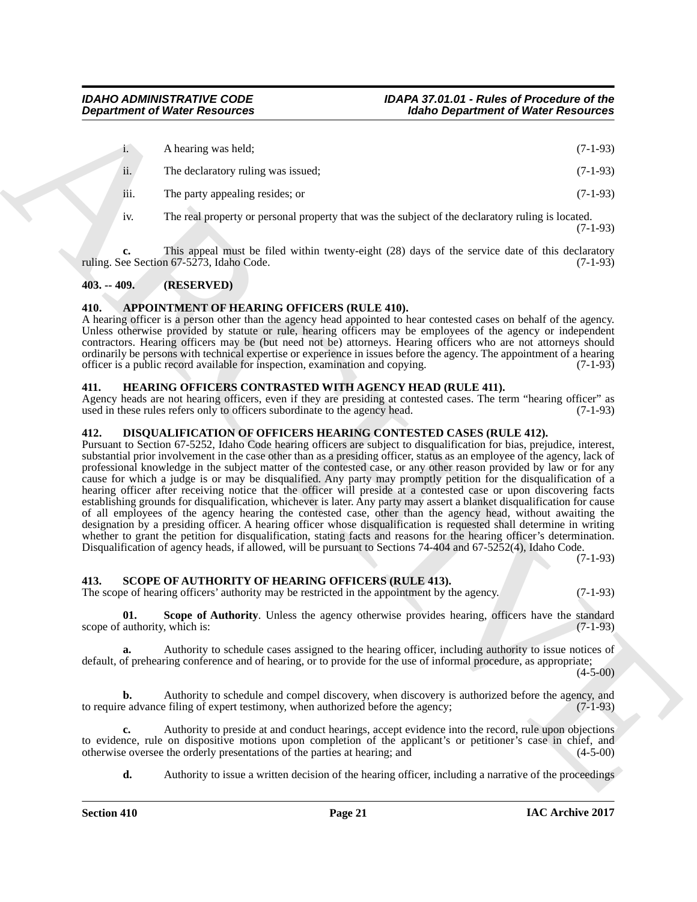i. A hearing was held; (7-1-93)

ii. The declaratory ruling was issued; (7-1-93)

iii. The party appealing resides; or (7-1-93)

iv. The real property or personal property that was the subject of the declaratory ruling is located. (7-1-93)

**c.** This appeal must be filed within twenty-eight (28) days of the service date of this declaratory ruling. See Section 67-5273, Idaho Code. (7-1-93)

### 403. -- 409. (RESERVED)

### 410. APPOINTMENT OF HEARING OFFICERS (RULE 410).

A hearing officer is a person other than the agency head appointed to hear contested cases on behalf of the agency. Unless otherwise provided by statute or rule, hearing officers may be employees of the agency or independent contractors. Hearing officers may be (but need not be) attorneys. Hearing officers who are not attorneys should ordinarily be persons with technical expertise or experience in issues before the agency. The appointment of a hearing officer is a public record available for inspection, examination and copying. (7-1-93)

### 411. HEARING OFFICERS CONTRASTED WITH AGENCY HEAD (RULE 411).

Agency heads are not hearing officers, even if they are presiding at contested cases. The term "hearing officer" as used in these rules refers only to officers subordinate to the agency head. (7-1-93)

### 412. DISQUALIFICATION OF OFFICERS HEARING CONTESTED CASES (RULE 412).

Pursuant to Section 67-5252, Idaho Code hearing officers are subject to disqualification for bias, prejudice, interest, substantial prior involvement in the case other than as a presiding officer, status as an employee of the agency, lack of professional knowledge in the subject matter of the contested case, or any other reason provided by law or for any cause for which a judge is or may be disqualified. Any party may promptly petition for the disqualification of a hearing officer after receiving notice that the officer will preside at a contested case or upon discovering facts establishing grounds for disqualification, whichever is later. Any party may assert a blanket disqualification for cause of all employees of the agency hearing the contested case, other than the agency head, without awaiting the designation by a presiding officer. A hearing officer whose disqualification is requested shall determine in writing whether to grant the petition for disqualification, stating facts and reasons for the hearing officer's determination. Disqualification of agency heads, if allowed, will be pursuant to Sections 74-404 and 67-5252(4), Idaho Code. (7-1-93)

### 413. SCOPE OF AUTHORITY OF HEARING OFFICERS (RULE 413).

The scope of hearing officers' authority may be restricted in the appointment by the agency. (7-1-93)

**01. Scope of Authority**. Unless the agency otherwise provides hearing, officers have the standard scope of authority, which is: (7-1-93)

**a.** Authority to schedule cases assigned to the hearing officer, including authority to issue notices of default, of prehearing conference and of hearing, or to provide for the use of informal procedure, as appropriate; (4-5-00)

**b.** Authority to schedule and compel discovery, when discovery is authorized before the agency, and to require advance filing of expert testimony, when authorized before the agency; (7-1-93)

**c.** Authority to preside at and conduct hearings, accept evidence into the record, rule upon objections to evidence, rule on dispositive motions upon completion of the applicant's or petitioner's case in chief, and otherwise oversee the orderly presentations of the parties at hearing; and (4-5-00)

**d.** Authority to issue a written decision of the hearing officer, including a narrative of the proceedings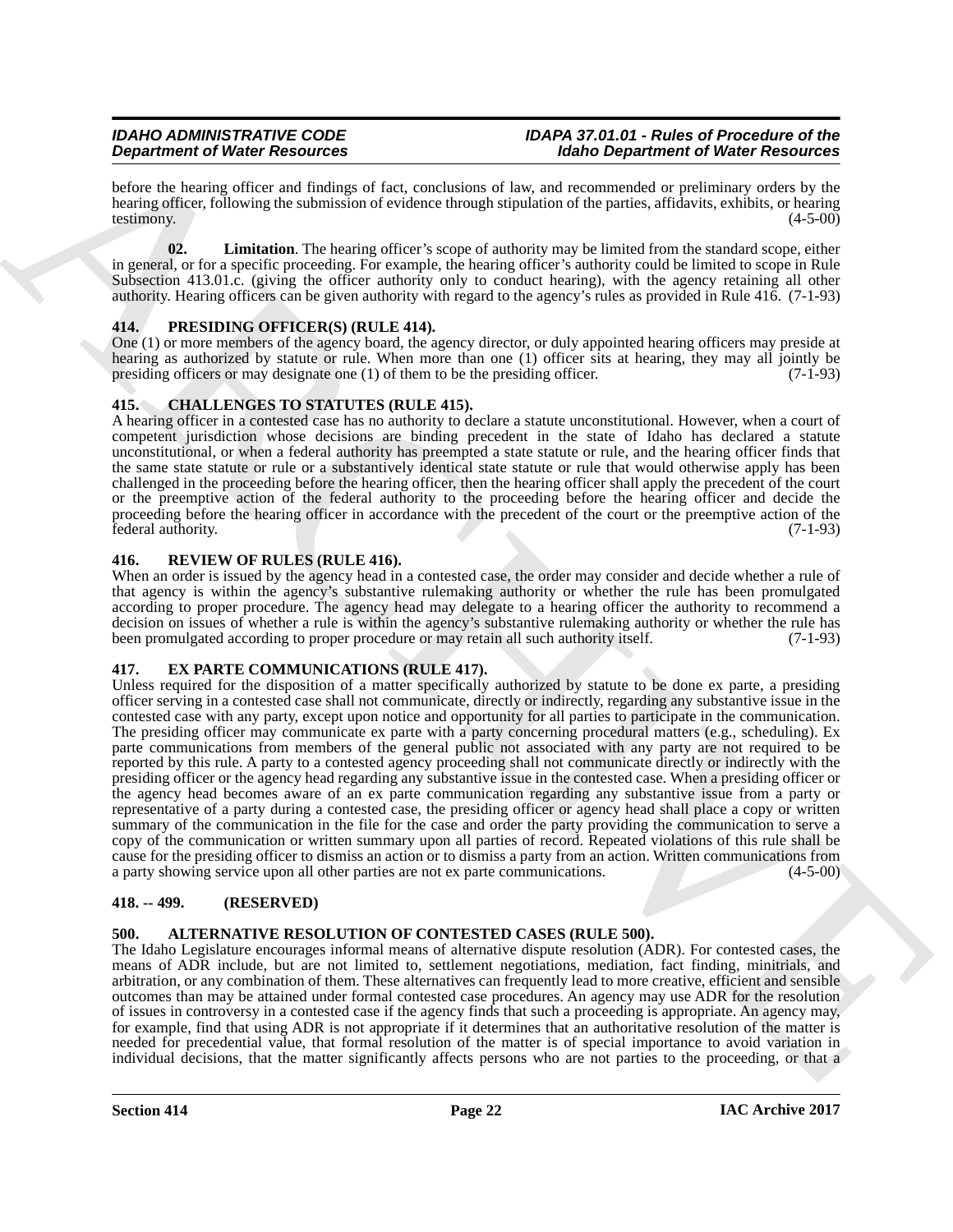before the hearing officer and findings of fact, conclusions of law, and recommended or preliminary orders by the hearing officer, following the submission of evidence through stipulation of the parties, affidavits, exhibits, or hearing testimony. (4-5-00)

**02. Limitation**. The hearing officer's scope of authority may be limited from the standard scope, either in general, or for a specific proceeding. For example, the hearing officer's authority could be limited to scope in Rule Subsection 413.01.c. (giving the officer authority only to conduct hearing), with the agency retaining all other authority. Hearing officers can be given authority with regard to the agency's rules as provided in Rule 416. (7-1-93)

## 414. PRESIDING OFFICER(S) (RULE 414).

One (1) or more members of the agency board, the agency director, or duly appointed hearing officers may preside at hearing as authorized by statute or rule. When more than one (1) officer sits at hearing, they may all jointly be presiding officers or may designate one (1) of them to be the presiding officer. (7-1-93)

## 415. CHALLENGES TO STATUTES (RULE 415).

A hearing officer in a contested case has no authority to declare a statute unconstitutional. However, when a court of competent jurisdiction whose decisions are binding precedent in the state of Idaho has declared a statute unconstitutional, or when a federal authority has preempted a state statute or rule, and the hearing officer finds that the same state statute or rule or a substantively identical state statute or rule that would otherwise apply has been challenged in the proceeding before the hearing officer, then the hearing officer shall apply the precedent of the court or the preemptive action of the federal authority to the proceeding before the hearing officer and decide the proceeding before the hearing officer in accordance with the precedent of the court or the preemptive action of the federal authority. (7-1-93)

## 416. REVIEW OF RULES (RULE 416).

When an order is issued by the agency head in a contested case, the order may consider and decide whether a rule of that agency is within the agency's substantive rulemaking authority or whether the rule has been promulgated according to proper procedure. The agency head may delegate to a hearing officer the authority to recommend a decision on issues of whether a rule is within the agency's substantive rulemaking authority or whether the rule has been promulgated according to proper procedure or may retain all such authority itself. (7-1-93)

## 417. EX PARTE COMMUNICATIONS (RULE 417).

Unless required for the disposition of a matter specifically authorized by statute to be done ex parte, a presiding officer serving in a contested case shall not communicate, directly or indirectly, regarding any substantive issue in the contested case with any party, except upon notice and opportunity for all parties to participate in the communication. The presiding officer may communicate ex parte with a party concerning procedural matters (e.g., scheduling). Ex parte communications from members of the general public not associated with any party are not required to be reported by this rule. A party to a contested agency proceeding shall not communicate directly or indirectly with the presiding officer or the agency head regarding any substantive issue in the contested case. When a presiding officer or the agency head becomes aware of an ex parte communication regarding any substantive issue from a party or representative of a party during a contested case, the presiding officer or agency head shall place a copy or written summary of the communication in the file for the case and order the party providing the communication to serve a copy of the communication or written summary upon all parties of record. Repeated violations of this rule shall be cause for the presiding officer to dismiss an action or to dismiss a party from an action. Written communications from a party showing service upon all other parties are not ex parte communications. (4-5-00)

## 418. -- 499. (RESERVED)

## 500. ALTERNATIVE RESOLUTION OF CONTESTED CASES (RULE 500).

The Idaho Legislature encourages informal means of alternative dispute resolution (ADR). For contested cases, the means of ADR include, but are not limited to, settlement negotiations, mediation, fact finding, minitrials, and arbitration, or any combination of them. These alternatives can frequently lead to more creative, efficient and sensible outcomes than may be attained under formal contested case procedures. An agency may use ADR for the resolution of issues in controversy in a contested case if the agency finds that such a proceeding is appropriate. An agency may, for example, find that using ADR is not appropriate if it determines that an authoritative resolution of the matter is needed for precedential value, that formal resolution of the matter is of special importance to avoid variation in individual decisions, that the matter significantly affects persons who are not parties to the proceeding, or that a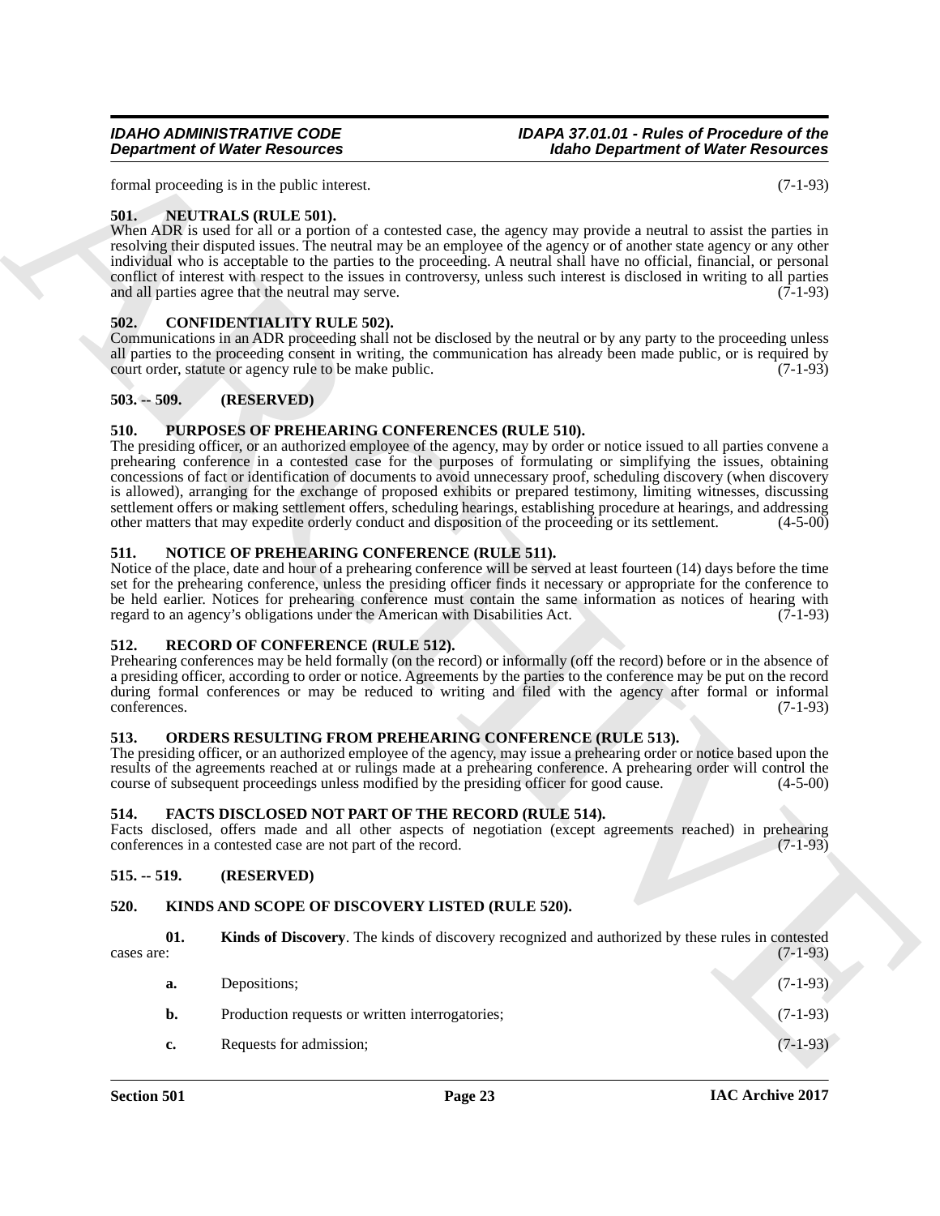formal proceeding is in the public interest. (7-1-93)

### 501. NEUTRALS (RULE 501).

When ADR is used for all or a portion of a contested case, the agency may provide a neutral to assist the parties in resolving their disputed issues. The neutral may be an employee of the agency or of another state agency or any other individual who is acceptable to the parties to the proceeding. A neutral shall have no official, financial, or personal conflict of interest with respect to the issues in controversy, unless such interest is disclosed in writing to all parties and all parties agree that the neutral may serve. (7-1-93)

### 502. CONFIDENTIALITY RULE 502).

Communications in an ADR proceeding shall not be disclosed by the neutral or by any party to the proceeding unless all parties to the proceeding consent in writing, the communication has already been made public, or is required by court order, statute or agency rule to be make public. (7-1-93)

### 503. -- 509. (RESERVED)

### 510. PURPOSES OF PREHEARING CONFERENCES (RULE 510).

The presiding officer, or an authorized employee of the agency, may by order or notice issued to all parties convene a prehearing conference in a contested case for the purposes of formulating or simplifying the issues, obtaining concessions of fact or identification of documents to avoid unnecessary proof, scheduling discovery (when discovery is allowed), arranging for the exchange of proposed exhibits or prepared testimony, limiting witnesses, discussing settlement offers or making settlement offers, scheduling hearings, establishing procedure at hearings, and addressing other matters that may expedite orderly conduct and disposition of the proceeding or its settlement. (4-5-00)

### 511. NOTICE OF PREHEARING CONFERENCE (RULE 511).

Notice of the place, date and hour of a prehearing conference will be served at least fourteen (14) days before the time set for the prehearing conference, unless the presiding officer finds it necessary or appropriate for the conference to be held earlier. Notices for prehearing conference must contain the same information as notices of hearing with regard to an agency's obligations under the American with Disabilities Act. (7-1-93)

### 512. RECORD OF CONFERENCE (RULE 512).

Prehearing conferences may be held formally (on the record) or informally (off the record) before or in the absence of a presiding officer, according to order or notice. Agreements by the parties to the conference may be put on the record during formal conferences or may be reduced to writing and filed with the agency after formal or informal conferences. (7-1-93)

### 513. ORDERS RESULTING FROM PREHEARING CONFERENCE (RULE 513).

The presiding officer, or an authorized employee of the agency, may issue a prehearing order or notice based upon the results of the agreements reached at or rulings made at a prehearing conference. A prehearing order will control the course of subsequent proceedings unless modified by the presiding officer for good cause. (4-5-00)

### 514. FACTS DISCLOSED NOT PART OF THE RECORD (RULE 514).

Facts disclosed, offers made and all other aspects of negotiation (except agreements reached) in prehearing conferences in a contested case are not part of the record. (7-1-93)

### 515. -- 519. (RESERVED)

### 520. KINDS AND SCOPE OF DISCOVERY LISTED (RULE 520).

**01. Kinds of Discovery**. The kinds of discovery recognized and authorized by these rules in contested cases are: (7-1-93)

**a.** Depositions; (7-1-93)

**b.** Production requests or written interrogatories; (7-1-93)

**c.** Requests for admission; (7-1-93)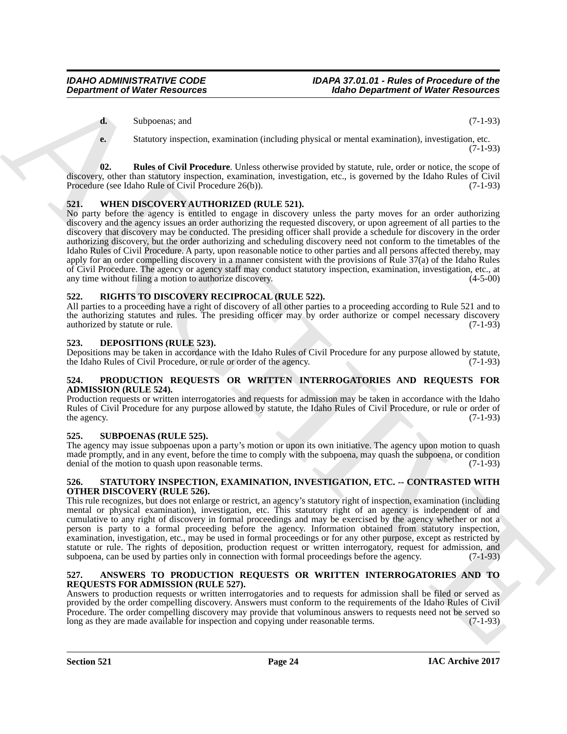**d.** Subpoenas; and (7-1-93)

**e.** Statutory inspection, examination (including physical or mental examination), investigation, etc. (7-1-93)

**02. Rules of Civil Procedure**. Unless otherwise provided by statute, rule, order or notice, the scope of discovery, other than statutory inspection, examination, investigation, etc., is governed by the Idaho Rules of Civil Procedure (see Idaho Rule of Civil Procedure 26(b)). (7-1-93)

### 521. WHEN DISCOVERY AUTHORIZED (RULE 521).

No party before the agency is entitled to engage in discovery unless the party moves for an order authorizing discovery and the agency issues an order authorizing the requested discovery, or upon agreement of all parties to the discovery that discovery may be conducted. The presiding officer shall provide a schedule for discovery in the order authorizing discovery, but the order authorizing and scheduling discovery need not conform to the timetables of the Idaho Rules of Civil Procedure. A party, upon reasonable notice to other parties and all persons affected thereby, may apply for an order compelling discovery in a manner consistent with the provisions of Rule 37(a) of the Idaho Rules of Civil Procedure. The agency or agency staff may conduct statutory inspection, examination, investigation, etc., at any time without filing a motion to authorize discovery. (4-5-00)

### 522. RIGHTS TO DISCOVERY RECIPROCAL (RULE 522).

All parties to a proceeding have a right of discovery of all other parties to a proceeding according to Rule 521 and to the authorizing statutes and rules. The presiding officer may by order authorize or compel necessary discovery authorized by statute or rule. (7-1-93)

### 523. DEPOSITIONS (RULE 523).

Depositions may be taken in accordance with the Idaho Rules of Civil Procedure for any purpose allowed by statute, the Idaho Rules of Civil Procedure, or rule or order of the agency. (7-1-93)

### 524. PRODUCTION REQUESTS OR WRITTEN INTERROGATORIES AND REQUESTS FOR ADMISSION (RULE 524).

Production requests or written interrogatories and requests for admission may be taken in accordance with the Idaho Rules of Civil Procedure for any purpose allowed by statute, the Idaho Rules of Civil Procedure, or rule or order of the agency. (7-1-93)

### 525. SUBPOENAS (RULE 525).

The agency may issue subpoenas upon a party's motion or upon its own initiative. The agency upon motion to quash made promptly, and in any event, before the time to comply with the subpoena, may quash the subpoena, or condition denial of the motion to quash upon reasonable terms. (7-1-93)

### 526. STATUTORY INSPECTION, EXAMINATION, INVESTIGATION, ETC. -- CONTRASTED WITH OTHER DISCOVERY (RULE 526).

This rule recognizes, but does not enlarge or restrict, an agency's statutory right of inspection, examination (including mental or physical examination), investigation, etc. This statutory right of an agency is independent of and cumulative to any right of discovery in formal proceedings and may be exercised by the agency whether or not a person is party to a formal proceeding before the agency. Information obtained from statutory inspection, examination, investigation, etc., may be used in formal proceedings or for any other purpose, except as restricted by statute or rule. The rights of deposition, production request or written interrogatory, request for admission, and subpoena, can be used by parties only in connection with formal proceedings before the agency. (7-1-93)

### 527. ANSWERS TO PRODUCTION REQUESTS OR WRITTEN INTERROGATORIES AND TO REQUESTS FOR ADMISSION (RULE 527).

Answers to production requests or written interrogatories and to requests for admission shall be filed or served as provided by the order compelling discovery. Answers must conform to the requirements of the Idaho Rules of Civil Procedure. The order compelling discovery may provide that voluminous answers to requests need not be served so long as they are made available for inspection and copying under reasonable terms. (7-1-93)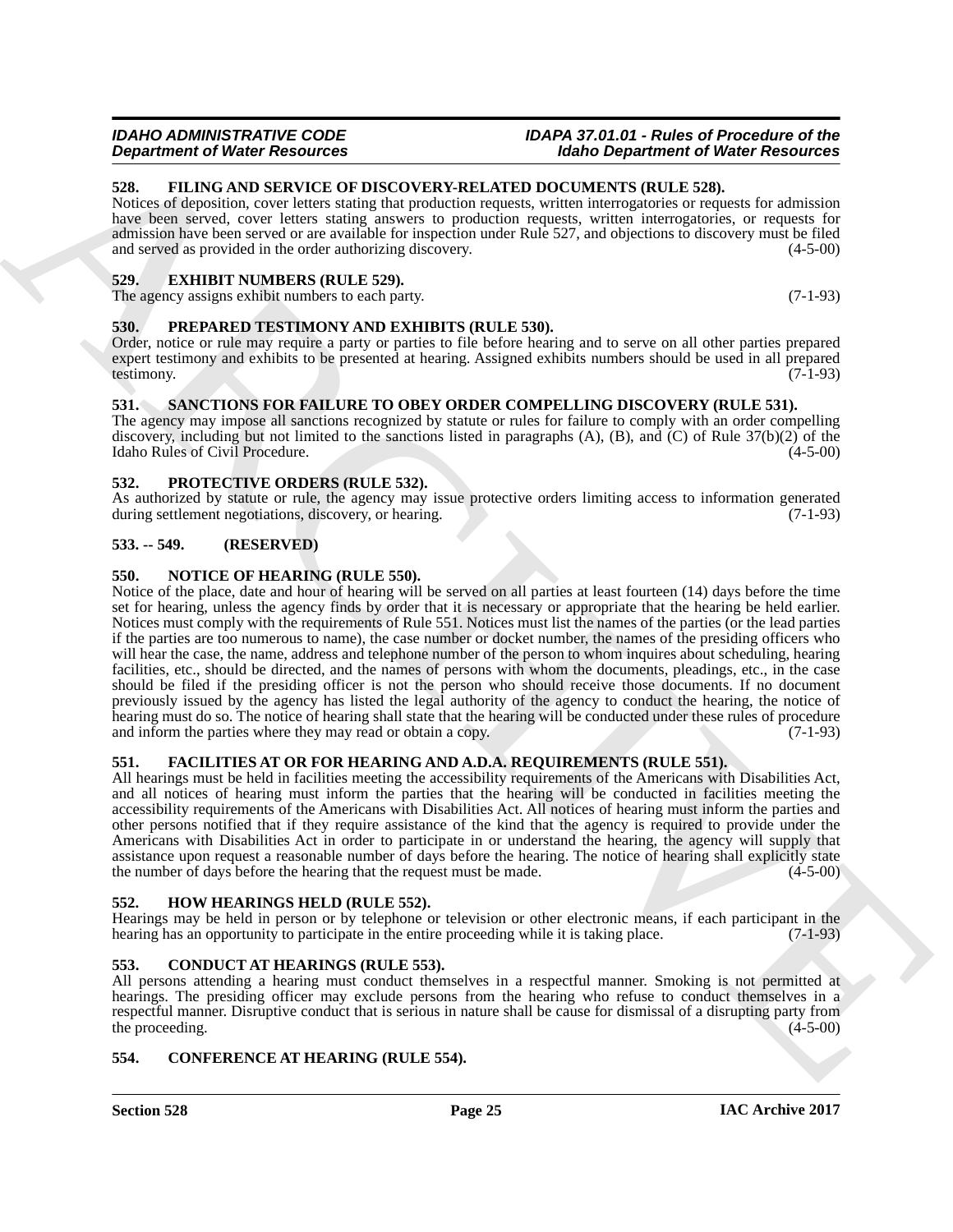### 528. FILING AND SERVICE OF DISCOVERY-RELATED DOCUMENTS (RULE 528).

Notices of deposition, cover letters stating that production requests, written interrogatories or requests for admission have been served, cover letters stating answers to production requests, written interrogatories, or requests for admission have been served or are available for inspection under Rule 527, and objections to discovery must be filed and served as provided in the order authorizing discovery. (4-5-00)

### 529. EXHIBIT NUMBERS (RULE 529).

The agency assigns exhibit numbers to each party. (7-1-93)

### 530. PREPARED TESTIMONY AND EXHIBITS (RULE 530).

Order, notice or rule may require a party or parties to file before hearing and to serve on all other parties prepared expert testimony and exhibits to be presented at hearing. Assigned exhibits numbers should be used in all prepared testimony. (7-1-93)

### 531. SANCTIONS FOR FAILURE TO OBEY ORDER COMPELLING DISCOVERY (RULE 531).

The agency may impose all sanctions recognized by statute or rules for failure to comply with an order compelling discovery, including but not limited to the sanctions listed in paragraphs (A), (B), and (C) of Rule 37(b)(2) of the Idaho Rules of Civil Procedure. (4-5-00)

### 532. PROTECTIVE ORDERS (RULE 532).

As authorized by statute or rule, the agency may issue protective orders limiting access to information generated during settlement negotiations, discovery, or hearing. (7-1-93)

### 533. -- 549. (RESERVED)

### 550. NOTICE OF HEARING (RULE 550).

Notice of the place, date and hour of hearing will be served on all parties at least fourteen (14) days before the time set for hearing, unless the agency finds by order that it is necessary or appropriate that the hearing be held earlier. Notices must comply with the requirements of Rule 551. Notices must list the names of the parties (or the lead parties if the parties are too numerous to name), the case number or docket number, the names of the presiding officers who will hear the case, the name, address and telephone number of the person to whom inquires about scheduling, hearing facilities, etc., should be directed, and the names of persons with whom the documents, pleadings, etc., in the case should be filed if the presiding officer is not the person who should receive those documents. If no document previously issued by the agency has listed the legal authority of the agency to conduct the hearing, the notice of hearing must do so. The notice of hearing shall state that the hearing will be conducted under these rules of procedure and inform the parties where they may read or obtain a copy. (7-1-93)

### 551. FACILITIES AT OR FOR HEARING AND A.D.A. REQUIREMENTS (RULE 551).

All hearings must be held in facilities meeting the accessibility requirements of the Americans with Disabilities Act, and all notices of hearing must inform the parties that the hearing will be conducted in facilities meeting the accessibility requirements of the Americans with Disabilities Act. All notices of hearing must inform the parties and other persons notified that if they require assistance of the kind that the agency is required to provide under the Americans with Disabilities Act in order to participate in or understand the hearing, the agency will supply that assistance upon request a reasonable number of days before the hearing. The notice of hearing shall explicitly state the number of days before the hearing that the request must be made. (4-5-00)

### 552. HOW HEARINGS HELD (RULE 552).

Hearings may be held in person or by telephone or television or other electronic means, if each participant in the hearing has an opportunity to participate in the entire proceeding while it is taking place. (7-1-93)

### 553. CONDUCT AT HEARINGS (RULE 553).

All persons attending a hearing must conduct themselves in a respectful manner. Smoking is not permitted at hearings. The presiding officer may exclude persons from the hearing who refuse to conduct themselves in a respectful manner. Disruptive conduct that is serious in nature shall be cause for dismissal of a disrupting party from the proceeding. (4-5-00)

### 554. CONFERENCE AT HEARING (RULE 554).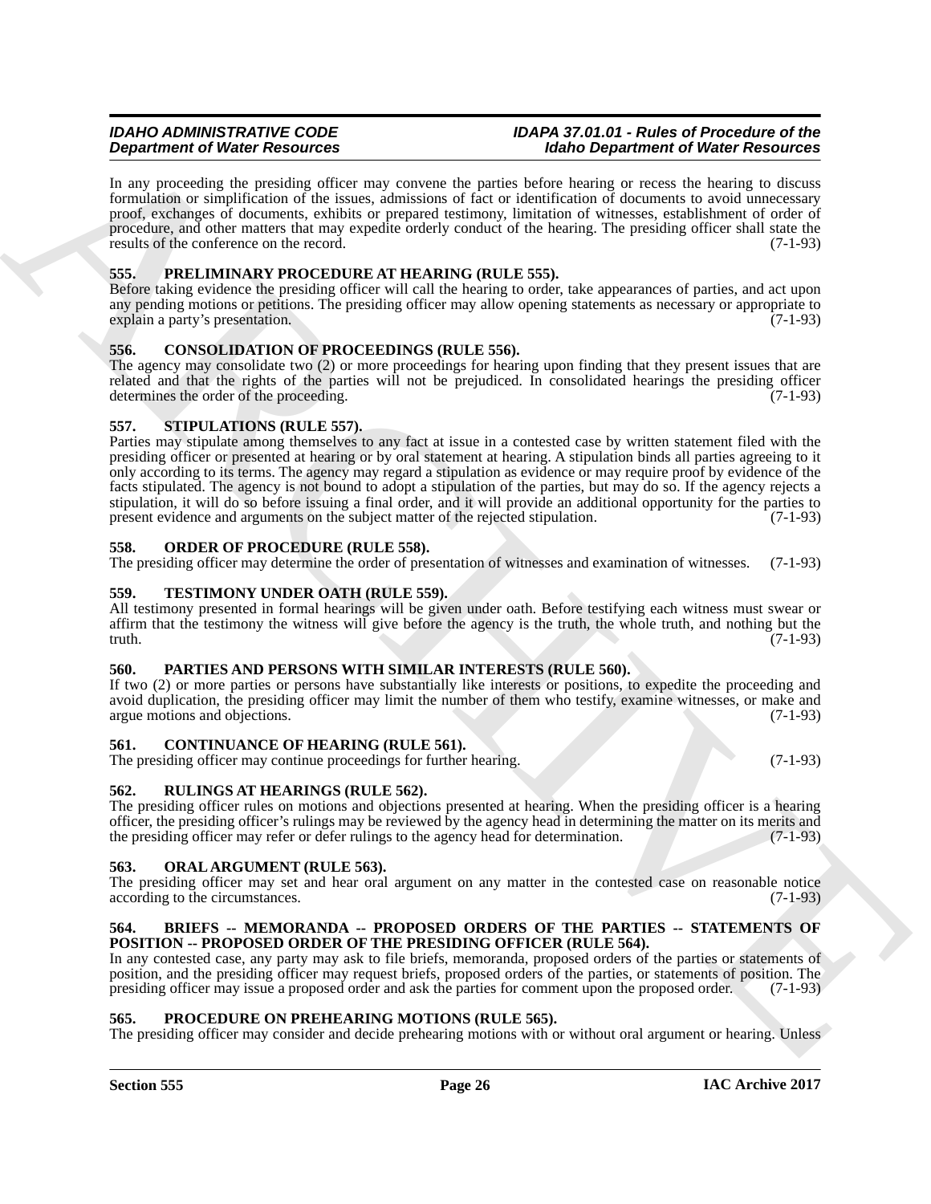In any proceeding the presiding officer may convene the parties before hearing or recess the hearing to discuss formulation or simplification of the issues, admissions of fact or identification of documents to avoid unnecessary proof, exchanges of documents, exhibits or prepared testimony, limitation of witnesses, establishment of order of procedure, and other matters that may expedite orderly conduct of the hearing. The presiding officer shall state the results of the conference on the record. (7-1-93)

### 555. PRELIMINARY PROCEDURE AT HEARING (RULE 555).

Before taking evidence the presiding officer will call the hearing to order, take appearances of parties, and act upon any pending motions or petitions. The presiding officer may allow opening statements as necessary or appropriate to explain a party's presentation. (7-1-93)

### 556. CONSOLIDATION OF PROCEEDINGS (RULE 556).

The agency may consolidate two (2) or more proceedings for hearing upon finding that they present issues that are related and that the rights of the parties will not be prejudiced. In consolidated hearings the presiding officer determines the order of the proceeding. (7-1-93)

### 557. STIPULATIONS (RULE 557).

Parties may stipulate among themselves to any fact at issue in a contested case by written statement filed with the presiding officer or presented at hearing or by oral statement at hearing. A stipulation binds all parties agreeing to it only according to its terms. The agency may regard a stipulation as evidence or may require proof by evidence of the facts stipulated. The agency is not bound to adopt a stipulation of the parties, but may do so. If the agency rejects a stipulation, it will do so before issuing a final order, and it will provide an additional opportunity for the parties to present evidence and arguments on the subject matter of the rejected stipulation. (7-1-93)

### 558. ORDER OF PROCEDURE (RULE 558).

The presiding officer may determine the order of presentation of witnesses and examination of witnesses. (7-1-93)

### 559. TESTIMONY UNDER OATH (RULE 559).

All testimony presented in formal hearings will be given under oath. Before testifying each witness must swear or affirm that the testimony the witness will give before the agency is the truth, the whole truth, and nothing but the truth. (7-1-93)

### 560. PARTIES AND PERSONS WITH SIMILAR INTERESTS (RULE 560).

If two (2) or more parties or persons have substantially like interests or positions, to expedite the proceeding and avoid duplication, the presiding officer may limit the number of them who testify, examine witnesses, or make and argue motions and objections. (7-1-93)

### 561. CONTINUANCE OF HEARING (RULE 561).

The presiding officer may continue proceedings for further hearing. (7-1-93)

### 562. RULINGS AT HEARINGS (RULE 562).

The presiding officer rules on motions and objections presented at hearing. When the presiding officer is a hearing officer, the presiding officer's rulings may be reviewed by the agency head in determining the matter on its merits and the presiding officer may refer or defer rulings to the agency head for determination. (7-1-93)

### 563. ORAL ARGUMENT (RULE 563).

The presiding officer may set and hear oral argument on any matter in the contested case on reasonable notice according to the circumstances. (7-1-93)

### 564. BRIEFS -- MEMORANDA -- PROPOSED ORDERS OF THE PARTIES -- STATEMENTS OF POSITION -- PROPOSED ORDER OF THE PRESIDING OFFICER (RULE 564).

In any contested case, any party may ask to file briefs, memoranda, proposed orders of the parties or statements of position, and the presiding officer may request briefs, proposed orders of the parties, or statements of position. The presiding officer may issue a proposed order and ask the parties for comment upon the proposed order. (7-1-93)

### 565. PROCEDURE ON PREHEARING MOTIONS (RULE 565).

The presiding officer may consider and decide prehearing motions with or without oral argument or hearing. Unless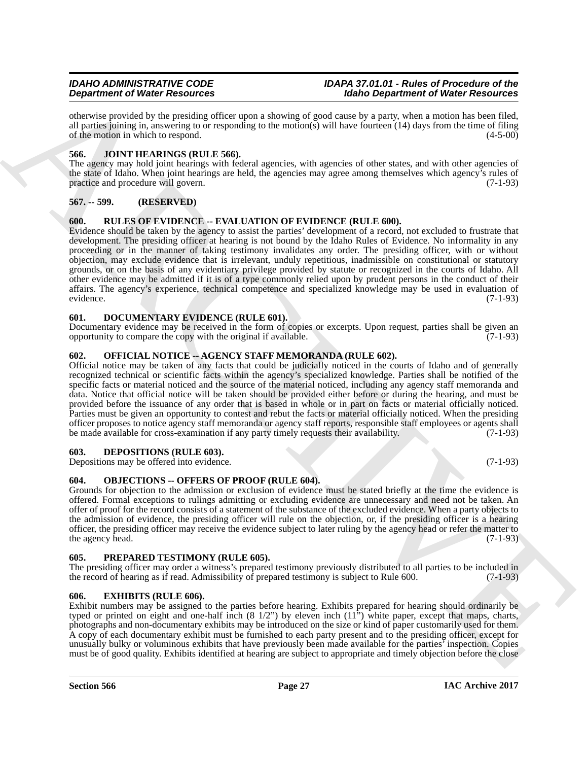otherwise provided by the presiding officer upon a showing of good cause by a party, when a motion has been filed, all parties joining in, answering to or responding to the motion(s) will have fourteen (14) days from the time of filing of the motion in which to respond. (4-5-00)

## 566. JOINT HEARINGS (RULE 566).

The agency may hold joint hearings with federal agencies, with agencies of other states, and with other agencies of the state of Idaho. When joint hearings are held, the agencies may agree among themselves which agency's rules of practice and procedure will govern. (7-1-93)

## 567. -- 599. (RESERVED)

## 600. RULES OF EVIDENCE -- EVALUATION OF EVIDENCE (RULE 600).

Evidence should be taken by the agency to assist the parties' development of a record, not excluded to frustrate that development. The presiding officer at hearing is not bound by the Idaho Rules of Evidence. No informality in any proceeding or in the manner of taking testimony invalidates any order. The presiding officer, with or without objection, may exclude evidence that is irrelevant, unduly repetitious, inadmissible on constitutional or statutory grounds, or on the basis of any evidentiary privilege provided by statute or recognized in the courts of Idaho. All other evidence may be admitted if it is of a type commonly relied upon by prudent persons in the conduct of their affairs. The agency's experience, technical competence and specialized knowledge may be used in evaluation of evidence. (7-1-93)

## 601. DOCUMENTARY EVIDENCE (RULE 601).

Documentary evidence may be received in the form of copies or excerpts. Upon request, parties shall be given an opportunity to compare the copy with the original if available. (7-1-93)

## 602. OFFICIAL NOTICE -- AGENCY STAFF MEMORANDA (RULE 602).

Official notice may be taken of any facts that could be judicially noticed in the courts of Idaho and of generally recognized technical or scientific facts within the agency's specialized knowledge. Parties shall be notified of the specific facts or material noticed and the source of the material noticed, including any agency staff memoranda and data. Notice that official notice will be taken should be provided either before or during the hearing, and must be provided before the issuance of any order that is based in whole or in part on facts or material officially noticed. Parties must be given an opportunity to contest and rebut the facts or material officially noticed. When the presiding officer proposes to notice agency staff memoranda or agency staff reports, responsible staff employees or agents shall be made available for cross-examination if any party timely requests their availability. (7-1-93)

## 603. DEPOSITIONS (RULE 603).

Depositions may be offered into evidence. (7-1-93)

## 604. OBJECTIONS -- OFFERS OF PROOF (RULE 604).

Grounds for objection to the admission or exclusion of evidence must be stated briefly at the time the evidence is offered. Formal exceptions to rulings admitting or excluding evidence are unnecessary and need not be taken. An offer of proof for the record consists of a statement of the substance of the excluded evidence. When a party objects to the admission of evidence, the presiding officer will rule on the objection, or, if the presiding officer is a hearing officer, the presiding officer may receive the evidence subject to later ruling by the agency head or refer the matter to the agency head. (7-1-93)

## 605. PREPARED TESTIMONY (RULE 605).

The presiding officer may order a witness's prepared testimony previously distributed to all parties to be included in the record of hearing as if read. Admissibility of prepared testimony is subject to Rule 600. (7-1-93)

## 606. EXHIBITS (RULE 606).

Exhibit numbers may be assigned to the parties before hearing. Exhibits prepared for hearing should ordinarily be typed or printed on eight and one-half inch (8 1/2") by eleven inch (11") white paper, except that maps, charts, photographs and non-documentary exhibits may be introduced on the size or kind of paper customarily used for them. A copy of each documentary exhibit must be furnished to each party present and to the presiding officer, except for unusually bulky or voluminous exhibits that have previously been made available for the parties' inspection. Copies must be of good quality. Exhibits identified at hearing are subject to appropriate and timely objection before the close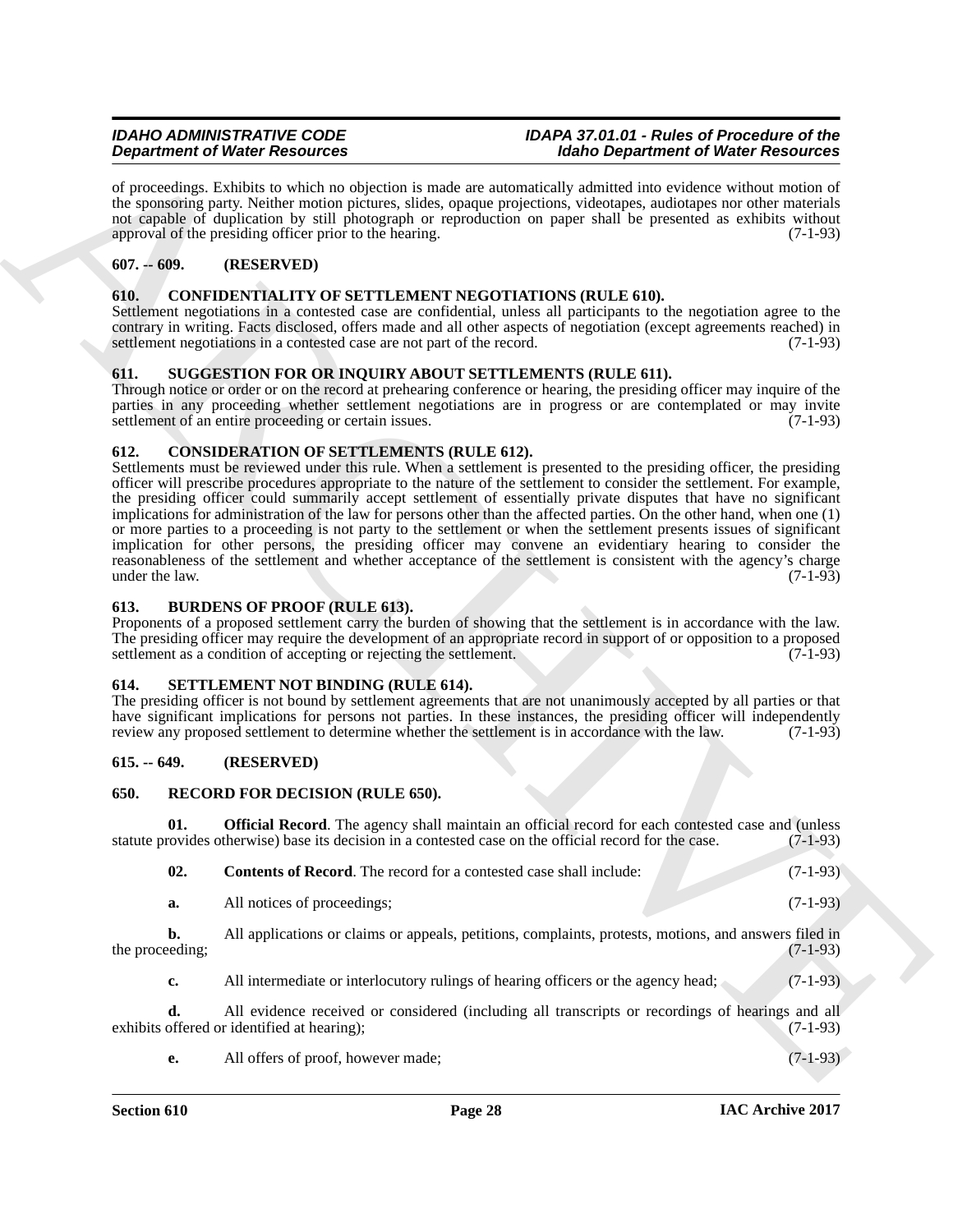of proceedings. Exhibits to which no objection is made are automatically admitted into evidence without motion of the sponsoring party. Neither motion pictures, slides, opaque projections, videotapes, audiotapes nor other materials not capable of duplication by still photograph or reproduction on paper shall be presented as exhibits without approval of the presiding officer prior to the hearing. (7-1-93)

## 607. -- 609. (RESERVED)

## 610. CONFIDENTIALITY OF SETTLEMENT NEGOTIATIONS (RULE 610).

Settlement negotiations in a contested case are confidential, unless all participants to the negotiation agree to the contrary in writing. Facts disclosed, offers made and all other aspects of negotiation (except agreements reached) in settlement negotiations in a contested case are not part of the record. (7-1-93)

## 611. SUGGESTION FOR OR INQUIRY ABOUT SETTLEMENTS (RULE 611).

Through notice or order or on the record at prehearing conference or hearing, the presiding officer may inquire of the parties in any proceeding whether settlement negotiations are in progress or are contemplated or may invite settlement of an entire proceeding or certain issues. (7-1-93)

## 612. CONSIDERATION OF SETTLEMENTS (RULE 612).

Settlements must be reviewed under this rule. When a settlement is presented to the presiding officer, the presiding officer will prescribe procedures appropriate to the nature of the settlement to consider the settlement. For example, the presiding officer could summarily accept settlement of essentially private disputes that have no significant implications for administration of the law for persons other than the affected parties. On the other hand, when one (1) or more parties to a proceeding is not party to the settlement or when the settlement presents issues of significant implication for other persons, the presiding officer may convene an evidentiary hearing to consider the reasonableness of the settlement and whether acceptance of the settlement is consistent with the agency's charge under the law. (7-1-93)

## 613. BURDENS OF PROOF (RULE 613).

Proponents of a proposed settlement carry the burden of showing that the settlement is in accordance with the law. The presiding officer may require the development of an appropriate record in support of or opposition to a proposed settlement as a condition of accepting or rejecting the settlement. (7-1-93)

## 614. SETTLEMENT NOT BINDING (RULE 614).

The presiding officer is not bound by settlement agreements that are not unanimously accepted by all parties or that have significant implications for persons not parties. In these instances, the presiding officer will independently review any proposed settlement to determine whether the settlement is in accordance with the law. (7-1-93)

## 615. -- 649. (RESERVED)

## 650. RECORD FOR DECISION (RULE 650).

**01. Official Record**. The agency shall maintain an official record for each contested case and (unless statute provides otherwise) base its decision in a contested case on the official record for the case. (7-1-93)

**02. Contents of Record**. The record for a contested case shall include: (7-1-93)

**a.** All notices of proceedings; (7-1-93)

**b.** All applications or claims or appeals, petitions, complaints, protests, motions, and answers filed in the proceeding; (7-1-93)

**c.** All intermediate or interlocutory rulings of hearing officers or the agency head; (7-1-93)

**d.** All evidence received or considered (including all transcripts or recordings of hearings and all exhibits offered or identified at hearing); (7-1-93)

**e.** All offers of proof, however made; (7-1-93)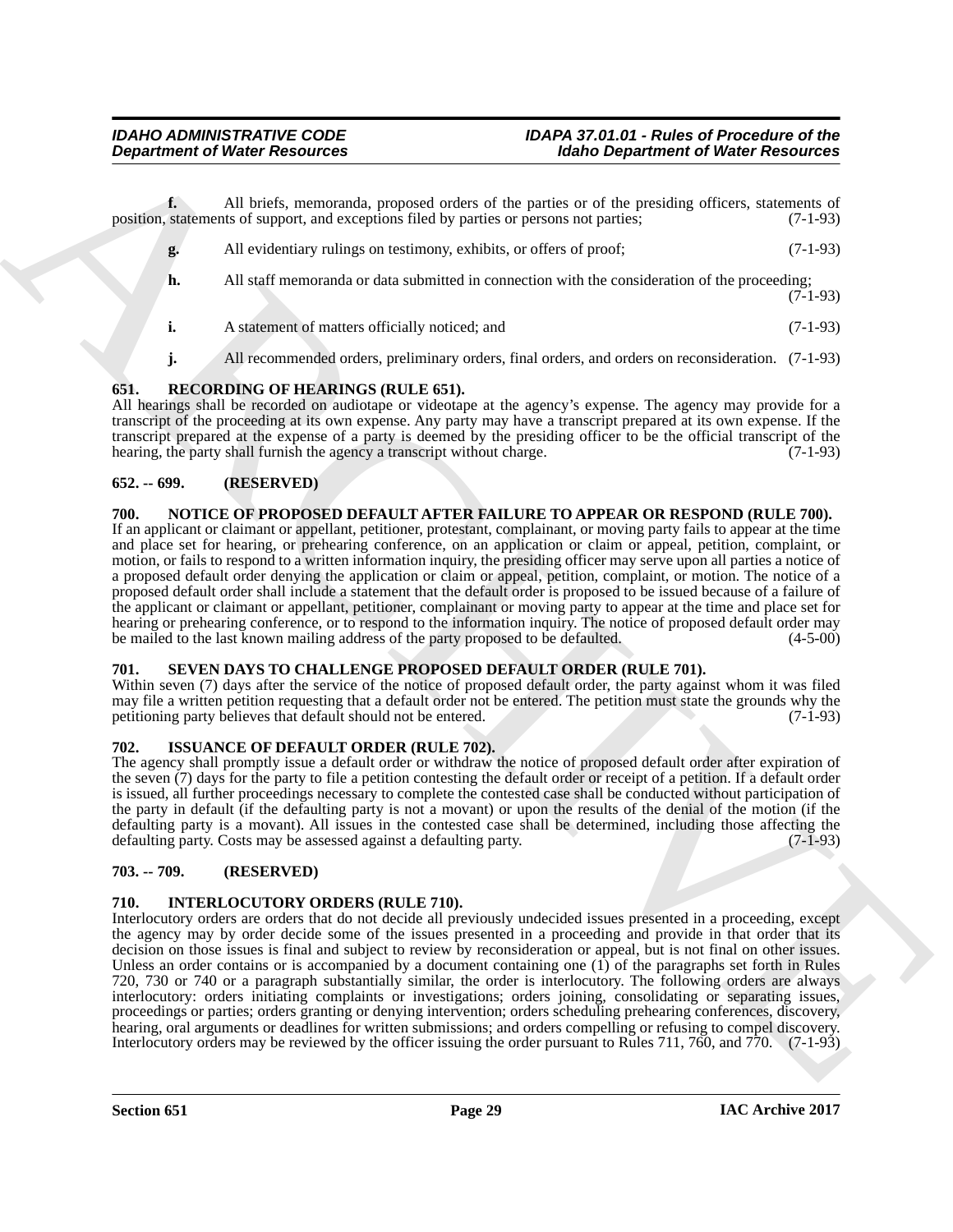**f.** All briefs, memoranda, proposed orders of the parties or of the presiding officers, statements of position, statements of support, and exceptions filed by parties or persons not parties; (7-1-93)

**g.** All evidentiary rulings on testimony, exhibits, or offers of proof; (7-1-93)

**h.** All staff memoranda or data submitted in connection with the consideration of the proceeding; (7-1-93)

**i.** A statement of matters officially noticed; and (7-1-93)

**j.** All recommended orders, preliminary orders, final orders, and orders on reconsideration. (7-1-93)

### 651. RECORDING OF HEARINGS (RULE 651).

All hearings shall be recorded on audiotape or videotape at the agency's expense. The agency may provide for a transcript of the proceeding at its own expense. Any party may have a transcript prepared at its own expense. If the transcript prepared at the expense of a party is deemed by the presiding officer to be the official transcript of the hearing, the party shall furnish the agency a transcript without charge. (7-1-93)

### 652. -- 699. (RESERVED)

### 700. NOTICE OF PROPOSED DEFAULT AFTER FAILURE TO APPEAR OR RESPOND (RULE 700).

If an applicant or claimant or appellant, petitioner, protestant, complainant, or moving party fails to appear at the time and place set for hearing, or prehearing conference, on an application or claim or appeal, petition, complaint, or motion, or fails to respond to a written information inquiry, the presiding officer may serve upon all parties a notice of a proposed default order denying the application or claim or appeal, petition, complaint, or motion. The notice of a proposed default order shall include a statement that the default order is proposed to be issued because of a failure of the applicant or claimant or appellant, petitioner, complainant or moving party to appear at the time and place set for hearing or prehearing conference, or to respond to the information inquiry. The notice of proposed default order may be mailed to the last known mailing address of the party proposed to be defaulted. (4-5-00)

### 701. SEVEN DAYS TO CHALLENGE PROPOSED DEFAULT ORDER (RULE 701).

Within seven (7) days after the service of the notice of proposed default order, the party against whom it was filed may file a written petition requesting that a default order not be entered. The petition must state the grounds why the petitioning party believes that default should not be entered. (7-1-93)

### 702. ISSUANCE OF DEFAULT ORDER (RULE 702).

The agency shall promptly issue a default order or withdraw the notice of proposed default order after expiration of the seven (7) days for the party to file a petition contesting the default order or receipt of a petition. If a default order is issued, all further proceedings necessary to complete the contested case shall be conducted without participation of the party in default (if the defaulting party is not a movant) or upon the results of the denial of the motion (if the defaulting party is a movant). All issues in the contested case shall be determined, including those affecting the defaulting party. Costs may be assessed against a defaulting party. (7-1-93)

### 703. -- 709. (RESERVED)

### 710. INTERLOCUTORY ORDERS (RULE 710).

Interlocutory orders are orders that do not decide all previously undecided issues presented in a proceeding, except the agency may by order decide some of the issues presented in a proceeding and provide in that order that its decision on those issues is final and subject to review by reconsideration or appeal, but is not final on other issues. Unless an order contains or is accompanied by a document containing one (1) of the paragraphs set forth in Rules 720, 730 or 740 or a paragraph substantially similar, the order is interlocutory. The following orders are always interlocutory: orders initiating complaints or investigations; orders joining, consolidating or separating issues, proceedings or parties; orders granting or denying intervention; orders scheduling prehearing conferences, discovery, hearing, oral arguments or deadlines for written submissions; and orders compelling or refusing to compel discovery. Interlocutory orders may be reviewed by the officer issuing the order pursuant to Rules 711, 760, and 770. (7-1-93)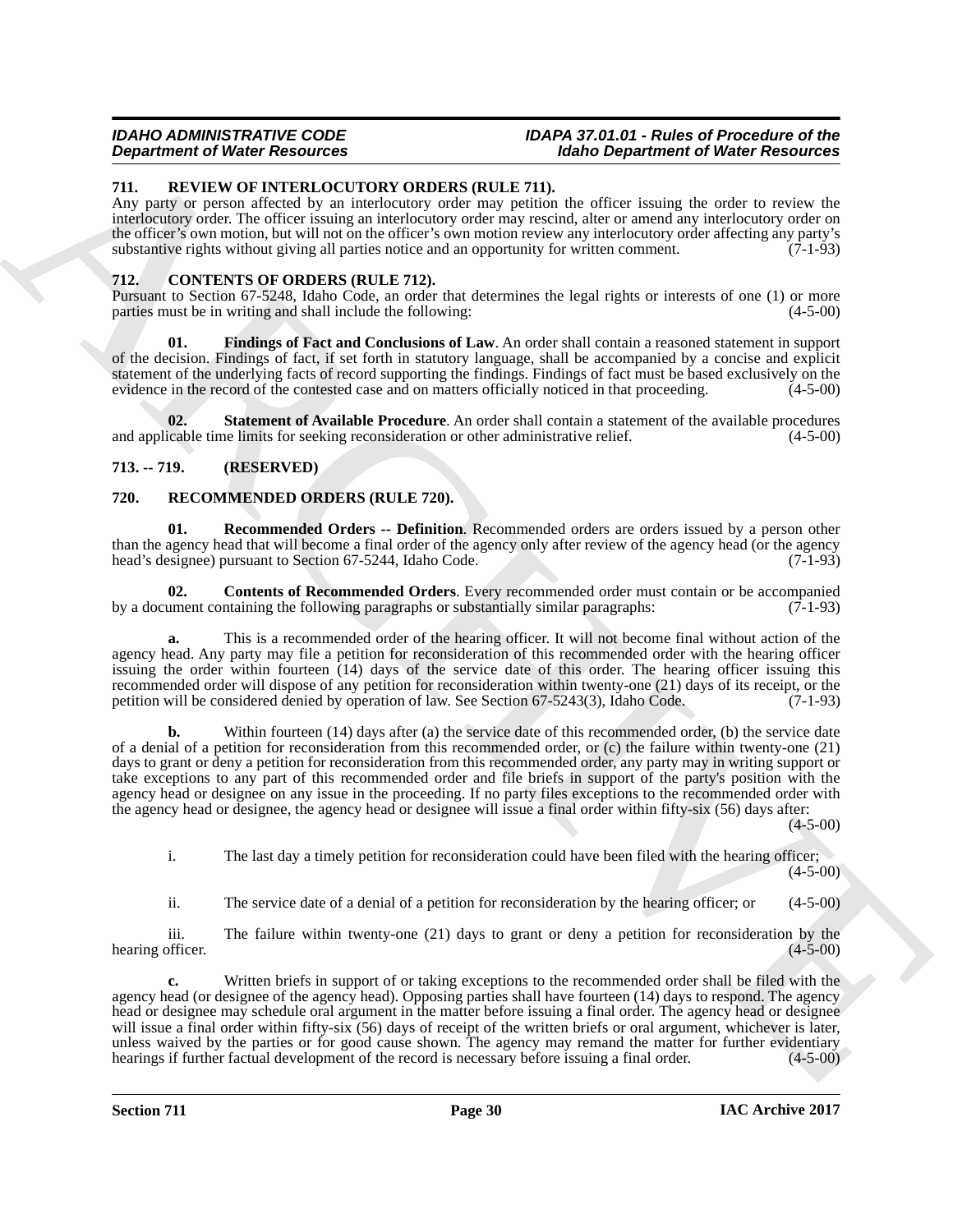### 711. REVIEW OF INTERLOCUTORY ORDERS (RULE 711).

Any party or person affected by an interlocutory order may petition the officer issuing the order to review the interlocutory order. The officer issuing an interlocutory order may rescind, alter or amend any interlocutory order on the officer's own motion, but will not on the officer's own motion review any interlocutory order affecting any party's substantive rights without giving all parties notice and an opportunity for written comment. (7-1-93)

### 712. CONTENTS OF ORDERS (RULE 712).

Pursuant to Section 67-5248, Idaho Code, an order that determines the legal rights or interests of one (1) or more parties must be in writing and shall include the following: (4-5-00)

**01. Findings of Fact and Conclusions of Law**. An order shall contain a reasoned statement in support of the decision. Findings of fact, if set forth in statutory language, shall be accompanied by a concise and explicit statement of the underlying facts of record supporting the findings. Findings of fact must be based exclusively on the evidence in the record of the contested case and on matters officially noticed in that proceeding. (4-5-00)

**02. Statement of Available Procedure**. An order shall contain a statement of the available procedures and applicable time limits for seeking reconsideration or other administrative relief. (4-5-00)

### 713. -- 719. (RESERVED)

### 720. RECOMMENDED ORDERS (RULE 720).

**01. Recommended Orders -- Definition**. Recommended orders are orders issued by a person other than the agency head that will become a final order of the agency only after review of the agency head (or the agency head's designee) pursuant to Section 67-5244, Idaho Code. (7-1-93)

**02. Contents of Recommended Orders**. Every recommended order must contain or be accompanied by a document containing the following paragraphs or substantially similar paragraphs: (7-1-93)

**a.** This is a recommended order of the hearing officer. It will not become final without action of the agency head. Any party may file a petition for reconsideration of this recommended order with the hearing officer issuing the order within fourteen (14) days of the service date of this order. The hearing officer issuing this recommended order will dispose of any petition for reconsideration within twenty-one (21) days of its receipt, or the petition will be considered denied by operation of law. See Section 67-5243(3), Idaho Code. (7-1-93)

**b.** Within fourteen (14) days after (a) the service date of this recommended order, (b) the service date of a denial of a petition for reconsideration from this recommended order, or (c) the failure within twenty-one (21) days to grant or deny a petition for reconsideration from this recommended order, any party may in writing support or take exceptions to any part of this recommended order and file briefs in support of the party's position with the agency head or designee on any issue in the proceeding. If no party files exceptions to the recommended order with the agency head or designee, the agency head or designee will issue a final order within fifty-six (56) days after: (4-5-00)

i. The last day a timely petition for reconsideration could have been filed with the hearing officer; (4-5-00)

ii. The service date of a denial of a petition for reconsideration by the hearing officer; or (4-5-00)

iii. The failure within twenty-one (21) days to grant or deny a petition for reconsideration by the hearing officer. (4-5-00)

**c.** Written briefs in support of or taking exceptions to the recommended order shall be filed with the agency head (or designee of the agency head). Opposing parties shall have fourteen (14) days to respond. The agency head or designee may schedule oral argument in the matter before issuing a final order. The agency head or designee will issue a final order within fifty-six (56) days of receipt of the written briefs or oral argument, whichever is later, unless waived by the parties or for good cause shown. The agency may remand the matter for further evidentiary hearings if further factual development of the record is necessary before issuing a final order. (4-5-00)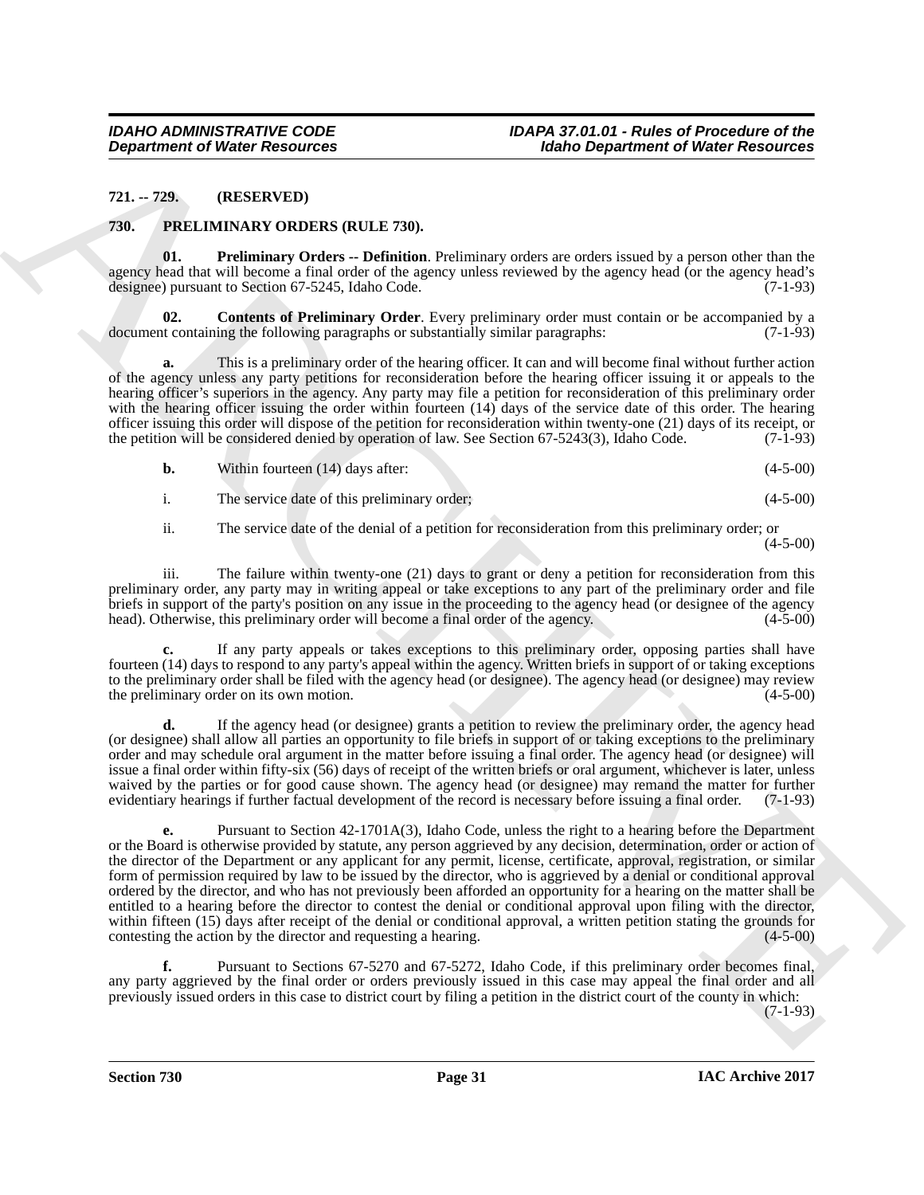**721. -- 729. (RESERVED)**

**730. PRELIMINARY ORDERS (RULE 730).**

**01. Preliminary Orders -- Definition**. Preliminary orders are orders issued by a person other than the agency head that will become a final order of the agency unless reviewed by the agency head (or the agency head's designee) pursuant to Section 67-5245, Idaho Code. (7-1-93)

**02. Contents of Preliminary Order**. Every preliminary order must contain or be accompanied by a document containing the following paragraphs or substantially similar paragraphs: (7-1-93)

**a.** This is a preliminary order of the hearing officer. It can and will become final without further action of the agency unless any party petitions for reconsideration before the hearing officer issuing it or appeals to the hearing officer's superiors in the agency. Any party may file a petition for reconsideration of this preliminary order with the hearing officer issuing the order within fourteen (14) days of the service date of this order. The hearing officer issuing this order will dispose of the petition for reconsideration within twenty-one (21) days of its receipt, or the petition will be considered denied by operation of law. See Section 67-5243(3), Idaho Code. (7-1-93)

**b.** Within fourteen (14) days after: (4-5-00)

i. The service date of this preliminary order; (4-5-00)

ii. The service date of the denial of a petition for reconsideration from this preliminary order; or (4-5-00)

iii. The failure within twenty-one (21) days to grant or deny a petition for reconsideration from this preliminary order, any party may in writing appeal or take exceptions to any part of the preliminary order and file briefs in support of the party's position on any issue in the proceeding to the agency head (or designee of the agency head). Otherwise, this preliminary order will become a final order of the agency. (4-5-00)

**c.** If any party appeals or takes exceptions to this preliminary order, opposing parties shall have fourteen (14) days to respond to any party's appeal within the agency. Written briefs in support of or taking exceptions to the preliminary order shall be filed with the agency head (or designee). The agency head (or designee) may review the preliminary order on its own motion. (4-5-00)

**d.** If the agency head (or designee) grants a petition to review the preliminary order, the agency head (or designee) shall allow all parties an opportunity to file briefs in support of or taking exceptions to the preliminary order and may schedule oral argument in the matter before issuing a final order. The agency head (or designee) will issue a final order within fifty-six (56) days of receipt of the written briefs or oral argument, whichever is later, unless waived by the parties or for good cause shown. The agency head (or designee) may remand the matter for further evidentiary hearings if further factual development of the record is necessary before issuing a final order. (7-1-93)

**e.** Pursuant to Section 42-1701A(3), Idaho Code, unless the right to a hearing before the Department or the Board is otherwise provided by statute, any person aggrieved by any decision, determination, order or action of the director of the Department or any applicant for any permit, license, certificate, approval, registration, or similar form of permission required by law to be issued by the director, who is aggrieved by a denial or conditional approval ordered by the director, and who has not previously been afforded an opportunity for a hearing on the matter shall be entitled to a hearing before the director to contest the denial or conditional approval upon filing with the director, within fifteen (15) days after receipt of the denial or conditional approval, a written petition stating the grounds for contesting the action by the director and requesting a hearing. (4-5-00)

**f.** Pursuant to Sections 67-5270 and 67-5272, Idaho Code, if this preliminary order becomes final, any party aggrieved by the final order or orders previously issued in this case may appeal the final order and all previously issued orders in this case to district court by filing a petition in the district court of the county in which: (7-1-93)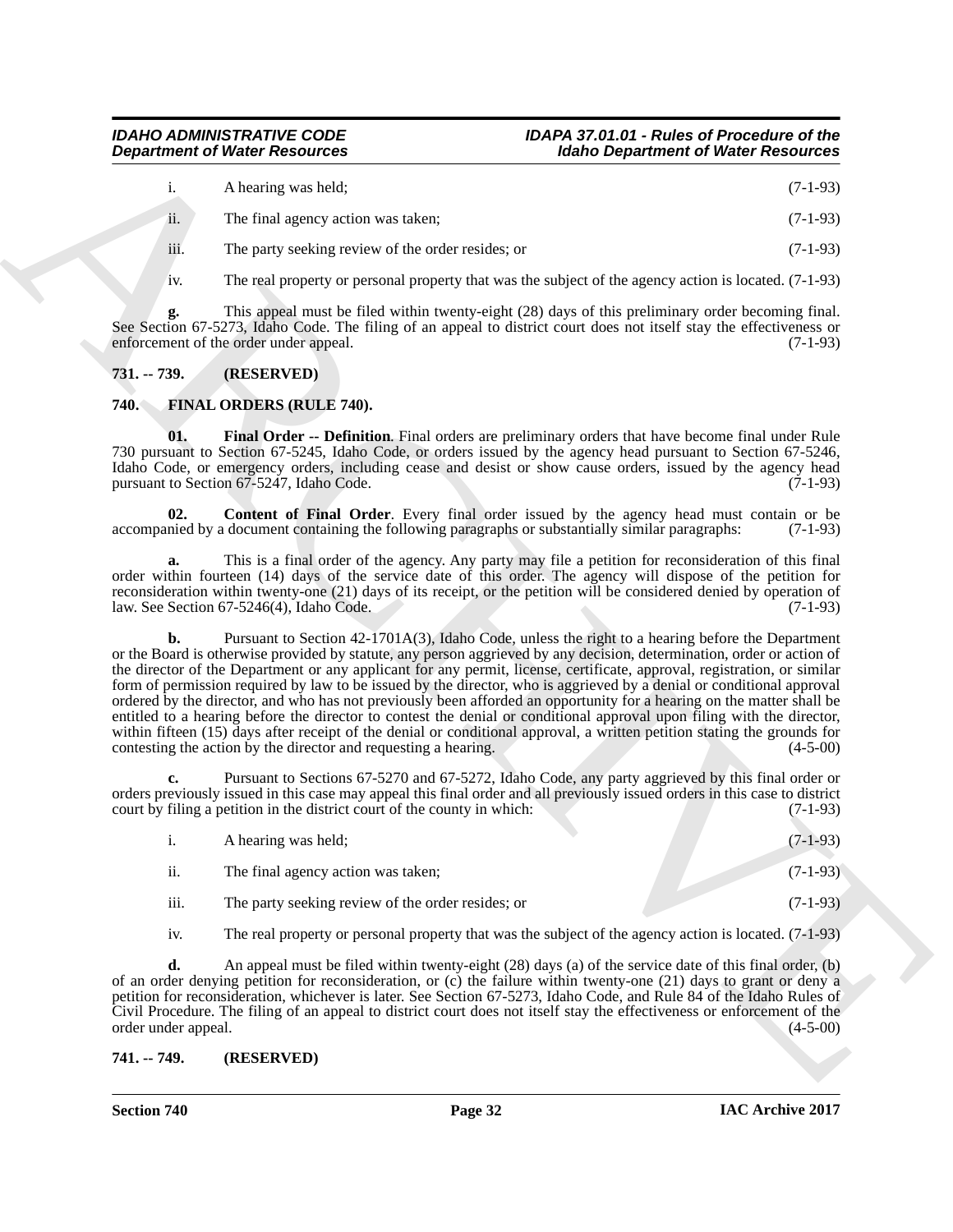i. A hearing was held; (7-1-93)

ii. The final agency action was taken; (7-1-93)

iii. The party seeking review of the order resides; or (7-1-93)

iv. The real property or personal property that was the subject of the agency action is located. (7-1-93)

**g.** This appeal must be filed within twenty-eight (28) days of this preliminary order becoming final. See Section 67-5273, Idaho Code. The filing of an appeal to district court does not itself stay the effectiveness or enforcement of the order under appeal. (7-1-93)

## 731. -- 739. (RESERVED)

## 740. FINAL ORDERS (RULE 740).

**01. Final Order -- Definition**. Final orders are preliminary orders that have become final under Rule 730 pursuant to Section 67-5245, Idaho Code, or orders issued by the agency head pursuant to Section 67-5246, Idaho Code, or emergency orders, including cease and desist or show cause orders, issued by the agency head pursuant to Section 67-5247, Idaho Code. (7-1-93)

**02. Content of Final Order**. Every final order issued by the agency head must contain or be accompanied by a document containing the following paragraphs or substantially similar paragraphs: (7-1-93)

**a.** This is a final order of the agency. Any party may file a petition for reconsideration of this final order within fourteen (14) days of the service date of this order. The agency will dispose of the petition for reconsideration within twenty-one (21) days of its receipt, or the petition will be considered denied by operation of law. See Section 67-5246(4), Idaho Code. (7-1-93)

**b.** Pursuant to Section 42-1701A(3), Idaho Code, unless the right to a hearing before the Department or the Board is otherwise provided by statute, any person aggrieved by any decision, determination, order or action of the director of the Department or any applicant for any permit, license, certificate, approval, registration, or similar form of permission required by law to be issued by the director, who is aggrieved by a denial or conditional approval ordered by the director, and who has not previously been afforded an opportunity for a hearing on the matter shall be entitled to a hearing before the director to contest the denial or conditional approval upon filing with the director, within fifteen (15) days after receipt of the denial or conditional approval, a written petition stating the grounds for contesting the action by the director and requesting a hearing. (4-5-00)

**c.** Pursuant to Sections 67-5270 and 67-5272, Idaho Code, any party aggrieved by this final order or orders previously issued in this case may appeal this final order and all previously issued orders in this case to district court by filing a petition in the district court of the county in which: (7-1-93)

i. A hearing was held; (7-1-93)

ii. The final agency action was taken; (7-1-93)

iii. The party seeking review of the order resides; or (7-1-93)

iv. The real property or personal property that was the subject of the agency action is located. (7-1-93)

**d.** An appeal must be filed within twenty-eight (28) days (a) of the service date of this final order, (b) of an order denying petition for reconsideration, or (c) the failure within twenty-one (21) days to grant or deny a petition for reconsideration, whichever is later. See Section 67-5273, Idaho Code, and Rule 84 of the Idaho Rules of Civil Procedure. The filing of an appeal to district court does not itself stay the effectiveness or enforcement of the order under appeal. (4-5-00)

## 741. -- 749. (RESERVED)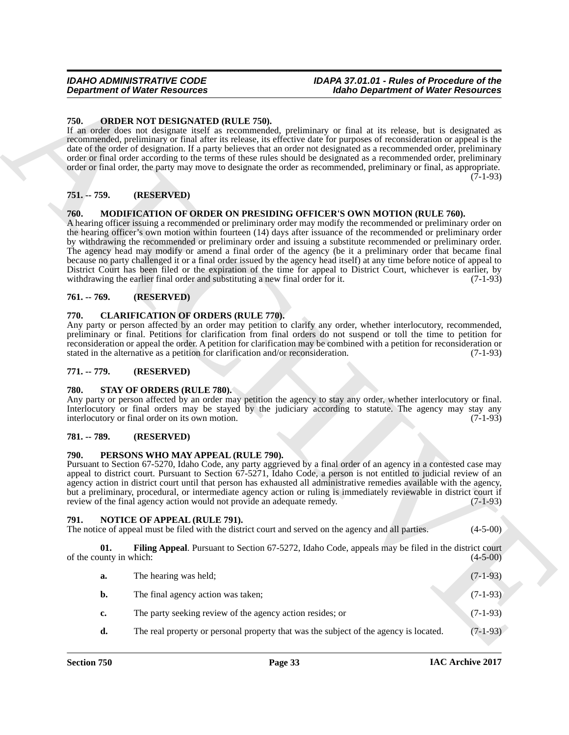### 750. ORDER NOT DESIGNATED (RULE 750).

If an order does not designate itself as recommended, preliminary or final at its release, but is designated as recommended, preliminary or final after its release, its effective date for purposes of reconsideration or appeal is the date of the order of designation. If a party believes that an order not designated as a recommended order, preliminary order or final order according to the terms of these rules should be designated as a recommended order, preliminary order or final order, the party may move to designate the order as recommended, preliminary or final, as appropriate. (7-1-93)

### 751. -- 759. (RESERVED)

### 760. MODIFICATION OF ORDER ON PRESIDING OFFICER'S OWN MOTION (RULE 760).

A hearing officer issuing a recommended or preliminary order may modify the recommended or preliminary order on the hearing officer's own motion within fourteen (14) days after issuance of the recommended or preliminary order by withdrawing the recommended or preliminary order and issuing a substitute recommended or preliminary order. The agency head may modify or amend a final order of the agency (be it a preliminary order that became final because no party challenged it or a final order issued by the agency head itself) at any time before notice of appeal to District Court has been filed or the expiration of the time for appeal to District Court, whichever is earlier, by withdrawing the earlier final order and substituting a new final order for it. (7-1-93)

### 761. -- 769. (RESERVED)

### 770. CLARIFICATION OF ORDERS (RULE 770).

Any party or person affected by an order may petition to clarify any order, whether interlocutory, recommended, preliminary or final. Petitions for clarification from final orders do not suspend or toll the time to petition for reconsideration or appeal the order. A petition for clarification may be combined with a petition for reconsideration or stated in the alternative as a petition for clarification and/or reconsideration. (7-1-93)

### 771. -- 779. (RESERVED)

### 780. STAY OF ORDERS (RULE 780).

Any party or person affected by an order may petition the agency to stay any order, whether interlocutory or final. Interlocutory or final orders may be stayed by the judiciary according to statute. The agency may stay any interlocutory or final order on its own motion. (7-1-93)

### 781. -- 789. (RESERVED)

### 790. PERSONS WHO MAY APPEAL (RULE 790).

Pursuant to Section 67-5270, Idaho Code, any party aggrieved by a final order of an agency in a contested case may appeal to district court. Pursuant to Section 67-5271, Idaho Code, a person is not entitled to judicial review of an agency action in district court until that person has exhausted all administrative remedies available with the agency, but a preliminary, procedural, or intermediate agency action or ruling is immediately reviewable in district court if review of the final agency action would not provide an adequate remedy. (7-1-93)

### 791. NOTICE OF APPEAL (RULE 791).

The notice of appeal must be filed with the district court and served on the agency and all parties. (4-5-00)

**01. Filing Appeal**. Pursuant to Section 67-5272, Idaho Code, appeals may be filed in the district court of the county in which: (4-5-00)

**a.** The hearing was held; (7-1-93)

**b.** The final agency action was taken; (7-1-93)

**c.** The party seeking review of the agency action resides; or (7-1-93)

**d.** The real property or personal property that was the subject of the agency is located. (7-1-93)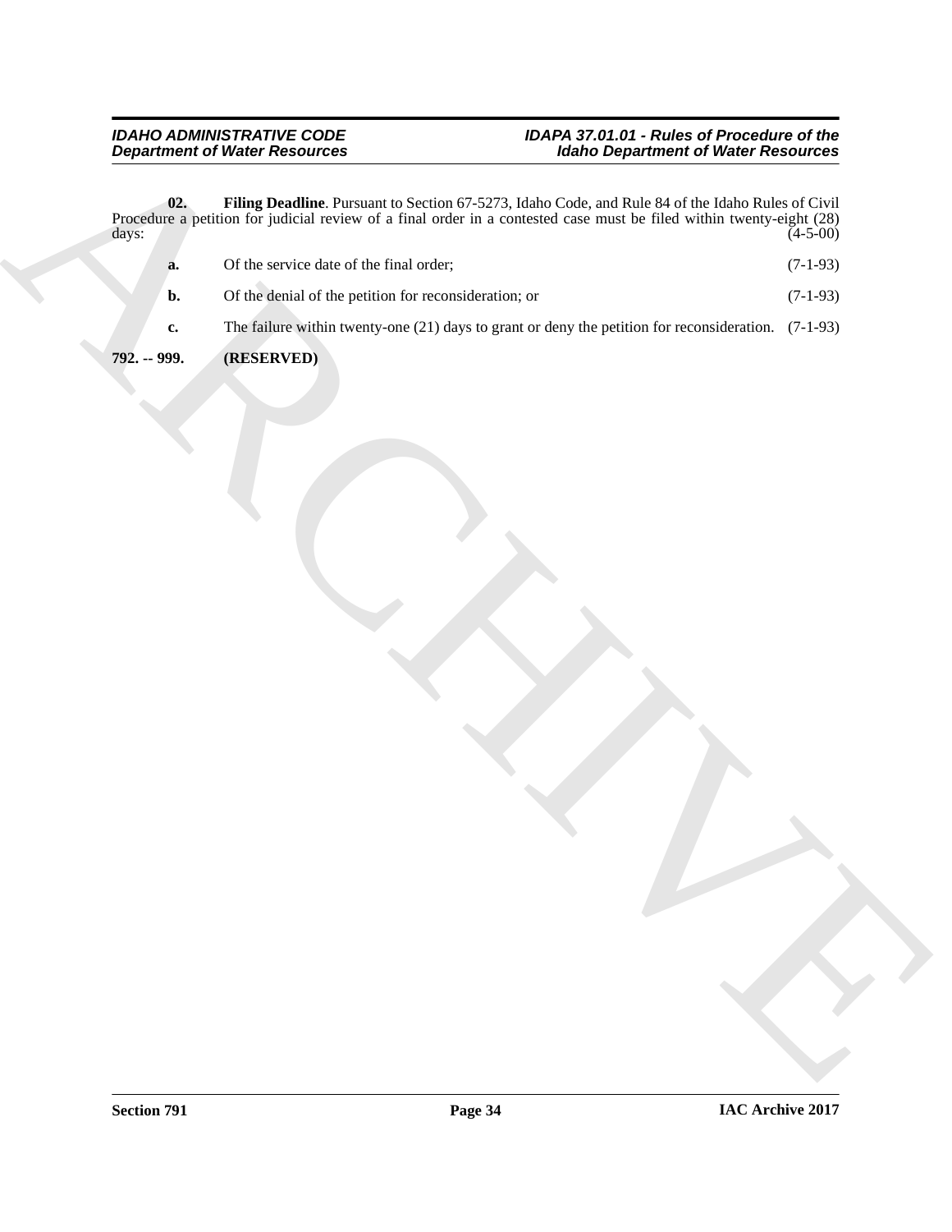**02. Filing Deadline**. Pursuant to Section 67-5273, Idaho Code, and Rule 84 of the Idaho Rules of Civil Procedure a petition for judicial review of a final order in a contested case must be filed within twenty-eight (28) days: (4-5-00)

**a.** Of the service date of the final order; (7-1-93)

**b.** Of the denial of the petition for reconsideration; or (7-1-93)

**c.** The failure within twenty-one (21) days to grant or deny the petition for reconsideration. (7-1-93)

**792. -- 999. (RESERVED)**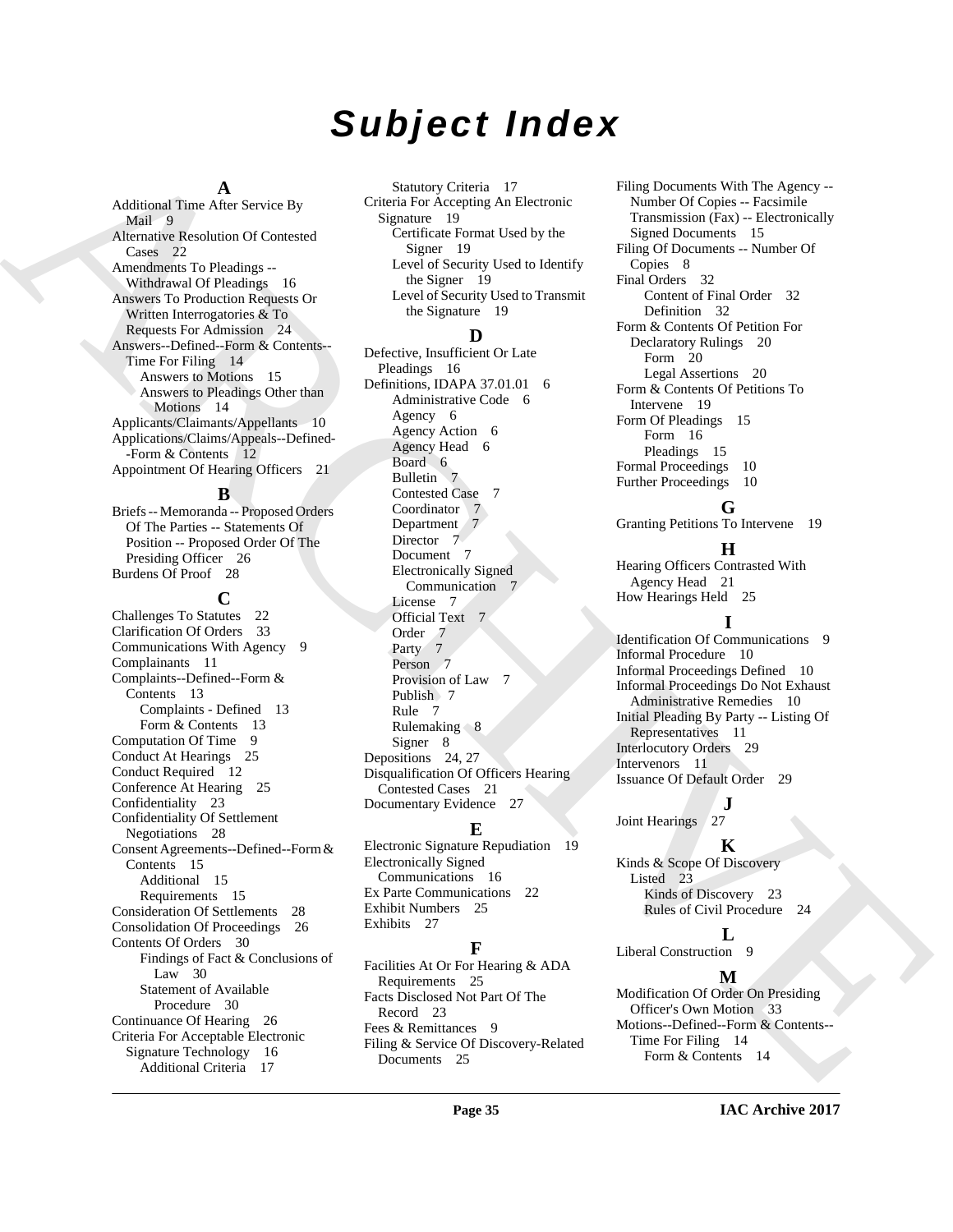# Subject Index

## A

Additional Time After Service By Mail 9
Alternative Resolution Of Contested Cases 22
Amendments To Pleadings -- Withdrawal Of Pleadings 16
Answers To Production Requests Or Written Interrogatories & To Requests For Admission 24
Answers--Defined--Form & Contents--Time For Filing 14
- Answers to Motions 15
- Answers to Pleadings Other than Motions 14

Applicants/Claimants/Appellants 10
Applications/Claims/Appeals--Defined--Form & Contents 12
Appointment Of Hearing Officers 21

## B

Briefs -- Memoranda -- Proposed Orders Of The Parties -- Statements Of Position -- Proposed Order Of The Presiding Officer 26
Burdens Of Proof 28

## C

Challenges To Statutes 22
Clarification Of Orders 33
Communications With Agency 9
Complainants 11
Complaints--Defined--Form & Contents 13
- Complaints - Defined 13
- Form & Contents 13

Computation Of Time 9
Conduct At Hearings 25
Conduct Required 12
Conference At Hearing 25
Confidentiality 23
Confidentiality Of Settlement Negotiations 28
Consent Agreements--Defined--Form & Contents 15
- Additional 15
- Requirements 15

Consideration Of Settlements 28
Consolidation Of Proceedings 26
Contents Of Orders 30
- Findings of Fact & Conclusions of Law 30
- Statement of Available Procedure 30

Continuance Of Hearing 26
Criteria For Acceptable Electronic Signature Technology 16
- Additional Criteria 17
- Statutory Criteria 17

Criteria For Accepting An Electronic Signature 19
- Certificate Format Used by the Signer 19
- Level of Security Used to Identify the Signer 19
- Level of Security Used to Transmit the Signature 19

## D

Defective, Insufficient Or Late Pleadings 16
Definitions, IDAPA 37.01.01 6
- Administrative Code 6
- Agency 6
- Agency Action 6
- Agency Head 6
- Board 6
- Bulletin 7
- Contested Case 7
- Coordinator 7
- Department 7
- Director 7
- Document 7
- Electronically Signed Communication 7
- License 7
- Official Text 7
- Order 7
- Party 7
- Person 7
- Provision of Law 7
- Publish 7
- Rule 7
- Rulemaking 8
- Signer 8

Depositions 24, 27
Disqualification Of Officers Hearing Contested Cases 21
Documentary Evidence 27

## E

Electronic Signature Repudiation 19
Electronically Signed Communications 16
Ex Parte Communications 22
Exhibit Numbers 25
Exhibits 27

## F

Facilities At Or For Hearing & ADA Requirements 25
Facts Disclosed Not Part Of The Record 23
Fees & Remittances 9
Filing & Service Of Discovery-Related Documents 25
Filing Documents With The Agency -- Number Of Copies -- Facsimile Transmission (Fax) -- Electronically Signed Documents 15
Filing Of Documents -- Number Of Copies 8
Final Orders 32
- Content of Final Order 32
- Definition 32

Form & Contents Of Petition For Declaratory Rulings 20
- Form 20
- Legal Assertions 20

Form & Contents Of Petitions To Intervene 19
Form Of Pleadings 15
- Form 16
- Pleadings 15

Formal Proceedings 10
Further Proceedings 10

## G

Granting Petitions To Intervene 19

## H

Hearing Officers Contrasted With Agency Head 21
How Hearings Held 25

## I

Identification Of Communications 9
Informal Procedure 10
Informal Proceedings Defined 10
Informal Proceedings Do Not Exhaust Administrative Remedies 10
Initial Pleading By Party -- Listing Of Representatives 11
Interlocutory Orders 29
Intervenors 11
Issuance Of Default Order 29

## J

Joint Hearings 27

## K

Kinds & Scope Of Discovery Listed 23
- Kinds of Discovery 23
- Rules of Civil Procedure 24

## L

Liberal Construction 9

## M

Modification Of Order On Presiding Officer's Own Motion 33
Motions--Defined--Form & Contents--Time For Filing 14
- Form & Contents 14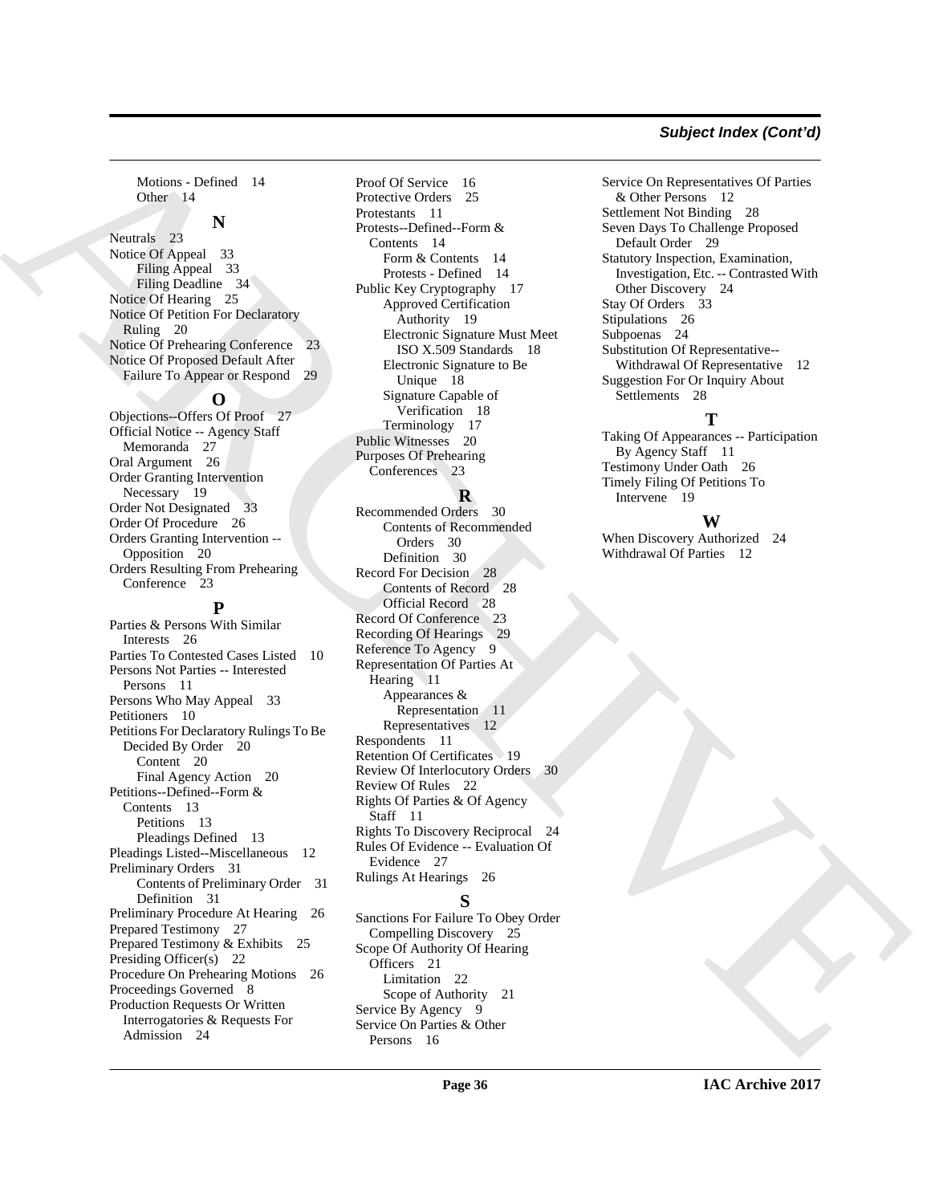## Subject Index (Cont'd)

Motions - Defined 14
Other 14

**N**

Neutrals 23
Notice Of Appeal 33
Filing Appeal 33
Filing Deadline 34
Notice Of Hearing 25
Notice Of Petition For Declaratory Ruling 20
Notice Of Prehearing Conference 23
Notice Of Proposed Default After Failure To Appear or Respond 29

**O**

Objections--Offers Of Proof 27
Official Notice -- Agency Staff Memoranda 27
Oral Argument 26
Order Granting Intervention Necessary 19
Order Not Designated 33
Order Of Procedure 26
Orders Granting Intervention -- Opposition 20
Orders Resulting From Prehearing Conference 23

**P**

Parties & Persons With Similar Interests 26
Parties To Contested Cases Listed 10
Persons Not Parties -- Interested Persons 11
Persons Who May Appeal 33
Petitioners 10
Petitions For Declaratory Rulings To Be Decided By Order 20
Content 20
Final Agency Action 20
Petitions--Defined--Form & Contents 13
Petitions 13
Pleadings Defined 13
Pleadings Listed--Miscellaneous 12
Preliminary Orders 31
Contents of Preliminary Order 31
Definition 31
Preliminary Procedure At Hearing 26
Prepared Testimony 27
Prepared Testimony & Exhibits 25
Presiding Officer(s) 22
Procedure On Prehearing Motions 26
Proceedings Governed 8
Production Requests Or Written Interrogatories & Requests For Admission 24
Proof Of Service 16
Protective Orders 25
Protestants 11
Protests--Defined--Form & Contents 14
Form & Contents 14
Protests - Defined 14
Public Key Cryptography 17
Approved Certification Authority 19
Electronic Signature Must Meet ISO X.509 Standards 18
Electronic Signature to Be Unique 18
Signature Capable of Verification 18
Terminology 17
Public Witnesses 20
Purposes Of Prehearing Conferences 23

**R**

Recommended Orders 30
Contents of Recommended Orders 30
Definition 30
Record For Decision 28
Contents of Record 28
Official Record 28
Record Of Conference 23
Recording Of Hearings 29
Reference To Agency 9
Representation Of Parties At Hearing 11
Appearances & Representation 11
Representatives 12
Respondents 11
Retention Of Certificates 19
Review Of Interlocutory Orders 30
Review Of Rules 22
Rights Of Parties & Of Agency Staff 11
Rights To Discovery Reciprocal 24
Rules Of Evidence -- Evaluation Of Evidence 27
Rulings At Hearings 26

**S**

Sanctions For Failure To Obey Order Compelling Discovery 25
Scope Of Authority Of Hearing Officers 21
Limitation 22
Scope of Authority 21
Service By Agency 9
Service On Parties & Other Persons 16
Service On Representatives Of Parties & Other Persons 12
Settlement Not Binding 28
Seven Days To Challenge Proposed Default Order 29
Statutory Inspection, Examination, Investigation, Etc. -- Contrasted With Other Discovery 24
Stay Of Orders 33
Stipulations 26
Subpoenas 24
Substitution Of Representative--Withdrawal Of Representative 12
Suggestion For Or Inquiry About Settlements 28

**T**

Taking Of Appearances -- Participation By Agency Staff 11
Testimony Under Oath 26
Timely Filing Of Petitions To Intervene 19

**W**

When Discovery Authorized 24
Withdrawal Of Parties 12